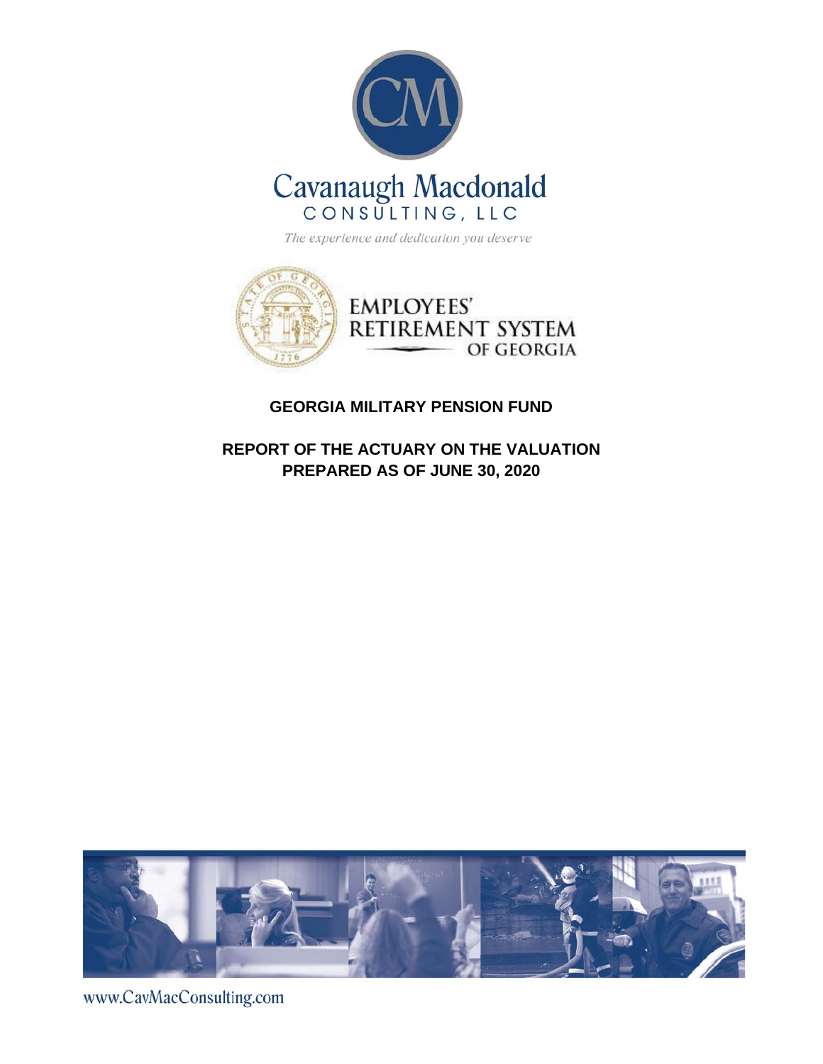Cavanaugh Macdonald
CONSULTING, LLC

*The experience and dedication you deserve*

EMPLOYEES' RETIREMENT SYSTEM OF GEORGIA

**GEORGIA MILITARY PENSION FUND**

**REPORT OF THE ACTUARY ON THE VALUATION**
**PREPARED AS OF JUNE 30, 2020**

www.CavMacConsulting.com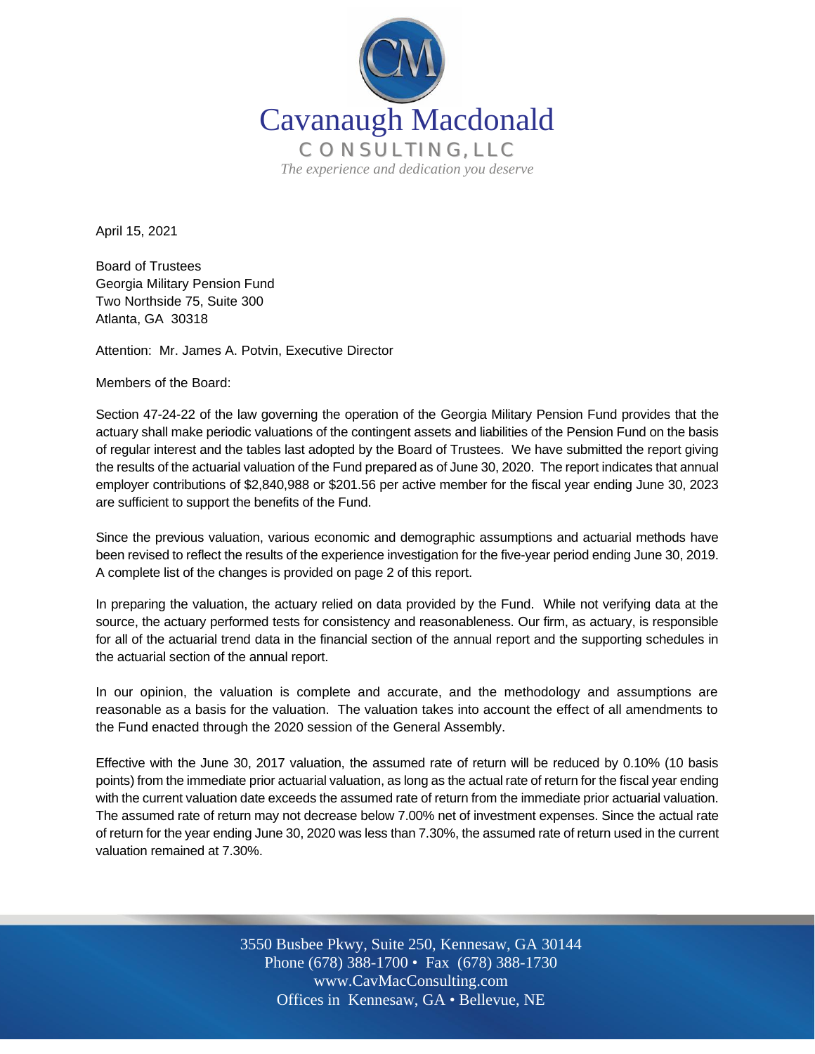Cavanaugh Macdonald

CONSULTING, LLC

*The experience and dedication you deserve*

April 15, 2021

Board of Trustees
Georgia Military Pension Fund
Two Northside 75, Suite 300
Atlanta, GA 30318

Attention: Mr. James A. Potvin, Executive Director

Members of the Board:

Section 47-24-22 of the law governing the operation of the Georgia Military Pension Fund provides that the actuary shall make periodic valuations of the contingent assets and liabilities of the Pension Fund on the basis of regular interest and the tables last adopted by the Board of Trustees. We have submitted the report giving the results of the actuarial valuation of the Fund prepared as of June 30, 2020. The report indicates that annual employer contributions of $2,840,988 or $201.56 per active member for the fiscal year ending June 30, 2023 are sufficient to support the benefits of the Fund.

Since the previous valuation, various economic and demographic assumptions and actuarial methods have been revised to reflect the results of the experience investigation for the five-year period ending June 30, 2019. A complete list of the changes is provided on page 2 of this report.

In preparing the valuation, the actuary relied on data provided by the Fund. While not verifying data at the source, the actuary performed tests for consistency and reasonableness. Our firm, as actuary, is responsible for all of the actuarial trend data in the financial section of the annual report and the supporting schedules in the actuarial section of the annual report.

In our opinion, the valuation is complete and accurate, and the methodology and assumptions are reasonable as a basis for the valuation. The valuation takes into account the effect of all amendments to the Fund enacted through the 2020 session of the General Assembly.

Effective with the June 30, 2017 valuation, the assumed rate of return will be reduced by 0.10% (10 basis points) from the immediate prior actuarial valuation, as long as the actual rate of return for the fiscal year ending with the current valuation date exceeds the assumed rate of return from the immediate prior actuarial valuation. The assumed rate of return may not decrease below 7.00% net of investment expenses. Since the actual rate of return for the year ending June 30, 2020 was less than 7.30%, the assumed rate of return used in the current valuation remained at 7.30%.

3550 Busbee Pkwy, Suite 250, Kennesaw, GA 30144
Phone (678) 388-1700 • Fax (678) 388-1730
www.CavMacConsulting.com
Offices in Kennesaw, GA • Bellevue, NE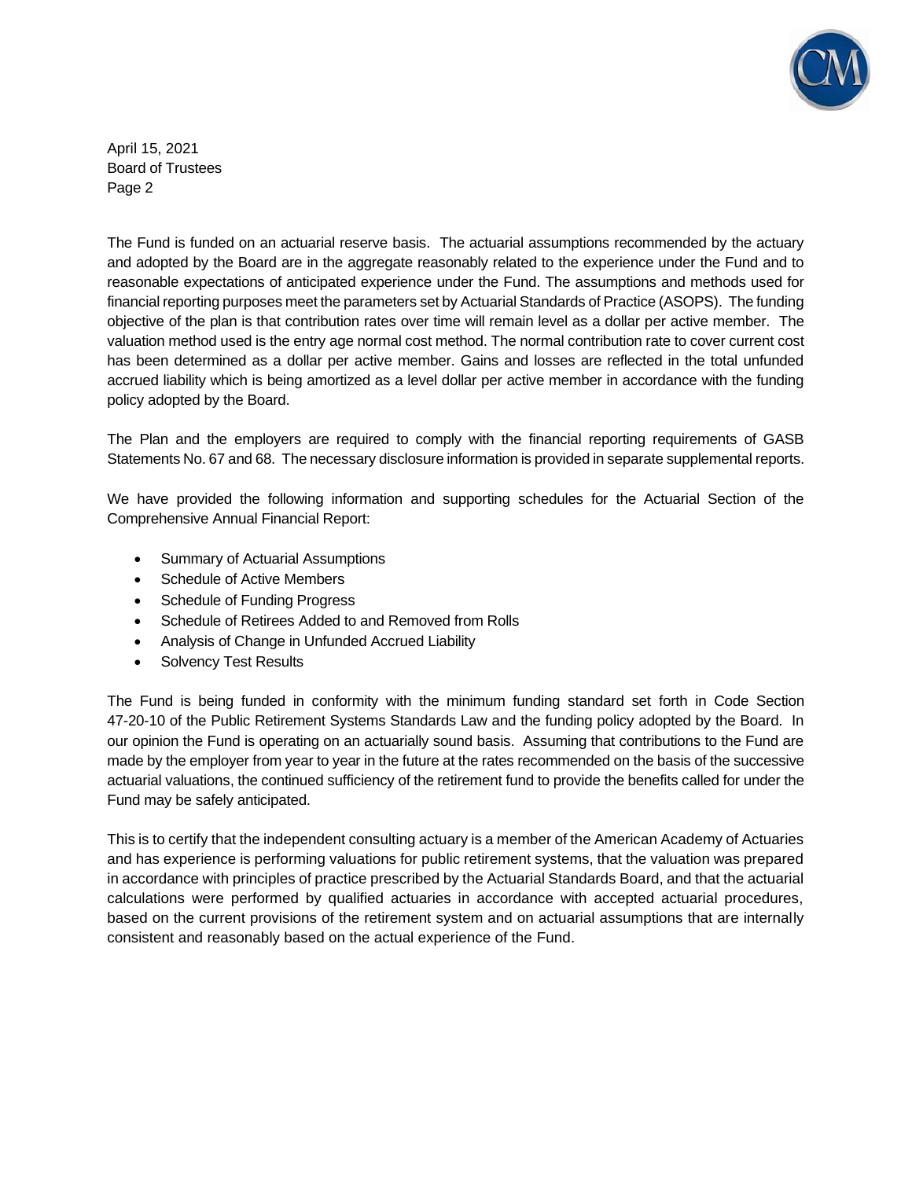The Fund is funded on an actuarial reserve basis. The actuarial assumptions recommended by the actuary and adopted by the Board are in the aggregate reasonably related to the experience under the Fund and to reasonable expectations of anticipated experience under the Fund. The assumptions and methods used for financial reporting purposes meet the parameters set by Actuarial Standards of Practice (ASOPS). The funding objective of the plan is that contribution rates over time will remain level as a dollar per active member. The valuation method used is the entry age normal cost method. The normal contribution rate to cover current cost has been determined as a dollar per active member. Gains and losses are reflected in the total unfunded accrued liability which is being amortized as a level dollar per active member in accordance with the funding policy adopted by the Board.

The Plan and the employers are required to comply with the financial reporting requirements of GASB Statements No. 67 and 68. The necessary disclosure information is provided in separate supplemental reports.

We have provided the following information and supporting schedules for the Actuarial Section of the Comprehensive Annual Financial Report:

- Summary of Actuarial Assumptions
- Schedule of Active Members
- Schedule of Funding Progress
- Schedule of Retirees Added to and Removed from Rolls
- Analysis of Change in Unfunded Accrued Liability
- Solvency Test Results

The Fund is being funded in conformity with the minimum funding standard set forth in Code Section 47-20-10 of the Public Retirement Systems Standards Law and the funding policy adopted by the Board. In our opinion the Fund is operating on an actuarially sound basis. Assuming that contributions to the Fund are made by the employer from year to year in the future at the rates recommended on the basis of the successive actuarial valuations, the continued sufficiency of the retirement fund to provide the benefits called for under the Fund may be safely anticipated.

This is to certify that the independent consulting actuary is a member of the American Academy of Actuaries and has experience is performing valuations for public retirement systems, that the valuation was prepared in accordance with principles of practice prescribed by the Actuarial Standards Board, and that the actuarial calculations were performed by qualified actuaries in accordance with accepted actuarial procedures, based on the current provisions of the retirement system and on actuarial assumptions that are internally consistent and reasonably based on the actual experience of the Fund.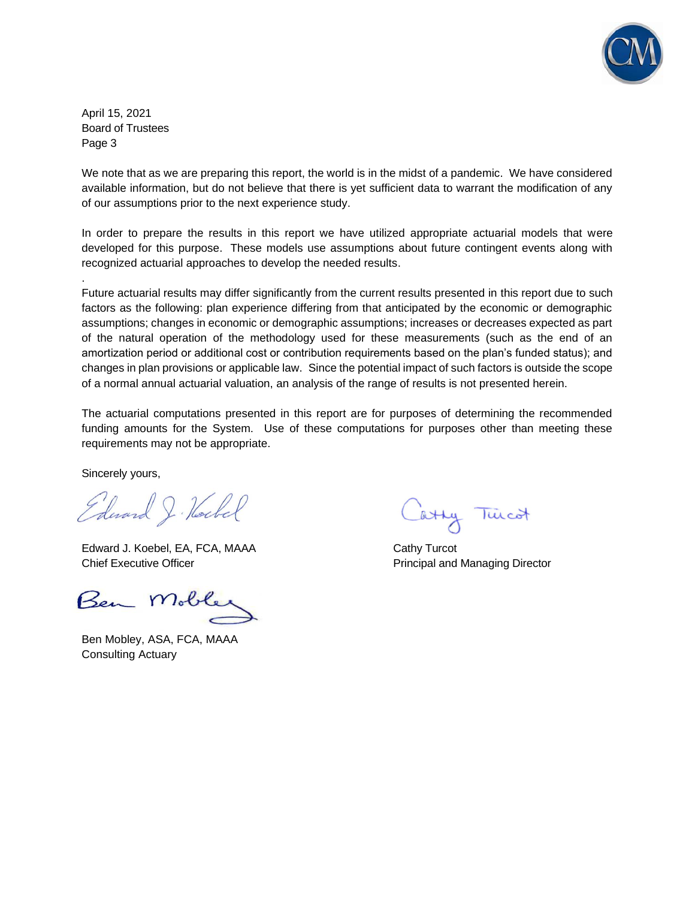April 15, 2021
Board of Trustees
Page 3

We note that as we are preparing this report, the world is in the midst of a pandemic. We have considered available information, but do not believe that there is yet sufficient data to warrant the modification of any of our assumptions prior to the next experience study.

In order to prepare the results in this report we have utilized appropriate actuarial models that were developed for this purpose. These models use assumptions about future contingent events along with recognized actuarial approaches to develop the needed results.

.

Future actuarial results may differ significantly from the current results presented in this report due to such factors as the following: plan experience differing from that anticipated by the economic or demographic assumptions; changes in economic or demographic assumptions; increases or decreases expected as part of the natural operation of the methodology used for these measurements (such as the end of an amortization period or additional cost or contribution requirements based on the plan's funded status); and changes in plan provisions or applicable law. Since the potential impact of such factors is outside the scope of a normal annual actuarial valuation, an analysis of the range of results is not presented herein.

The actuarial computations presented in this report are for purposes of determining the recommended funding amounts for the System. Use of these computations for purposes other than meeting these requirements may not be appropriate.

Sincerely yours,

Edward J. Koebel, EA, FCA, MAAA
Chief Executive Officer

Cathy Turcot
Principal and Managing Director

Ben Mobley, ASA, FCA, MAAA
Consulting Actuary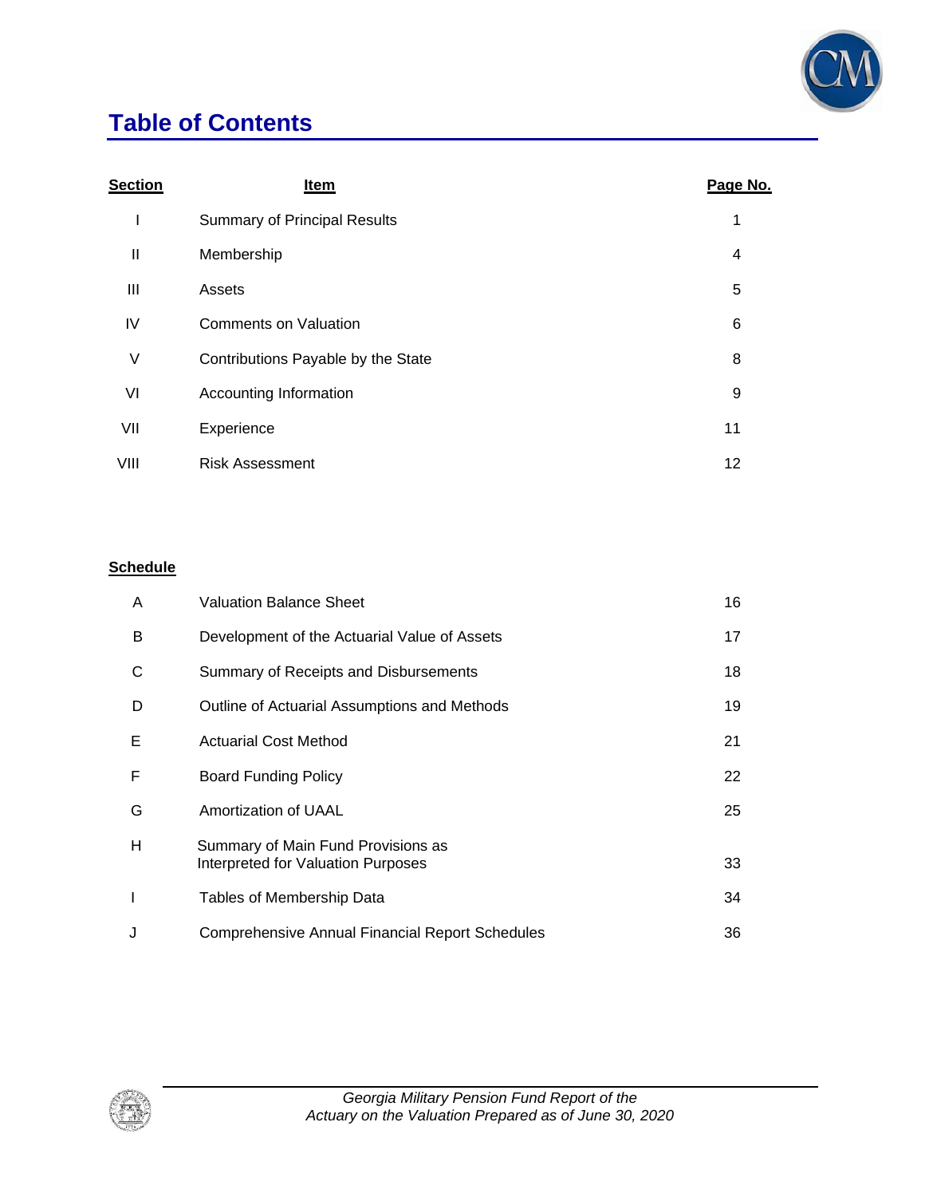# Table of Contents

| Section | Item | Page No. |
|---|---|---|
| I | Summary of Principal Results | 1 |
| II | Membership | 4 |
| III | Assets | 5 |
| IV | Comments on Valuation | 6 |
| V | Contributions Payable by the State | 8 |
| VI | Accounting Information | 9 |
| VII | Experience | 11 |
| VIII | Risk Assessment | 12 |

| Schedule | | |
|---|---|---|
| A | Valuation Balance Sheet | 16 |
| B | Development of the Actuarial Value of Assets | 17 |
| C | Summary of Receipts and Disbursements | 18 |
| D | Outline of Actuarial Assumptions and Methods | 19 |
| E | Actuarial Cost Method | 21 |
| F | Board Funding Policy | 22 |
| G | Amortization of UAAL | 25 |
| H | Summary of Main Fund Provisions as Interpreted for Valuation Purposes | 33 |
| I | Tables of Membership Data | 34 |
| J | Comprehensive Annual Financial Report Schedules | 36 |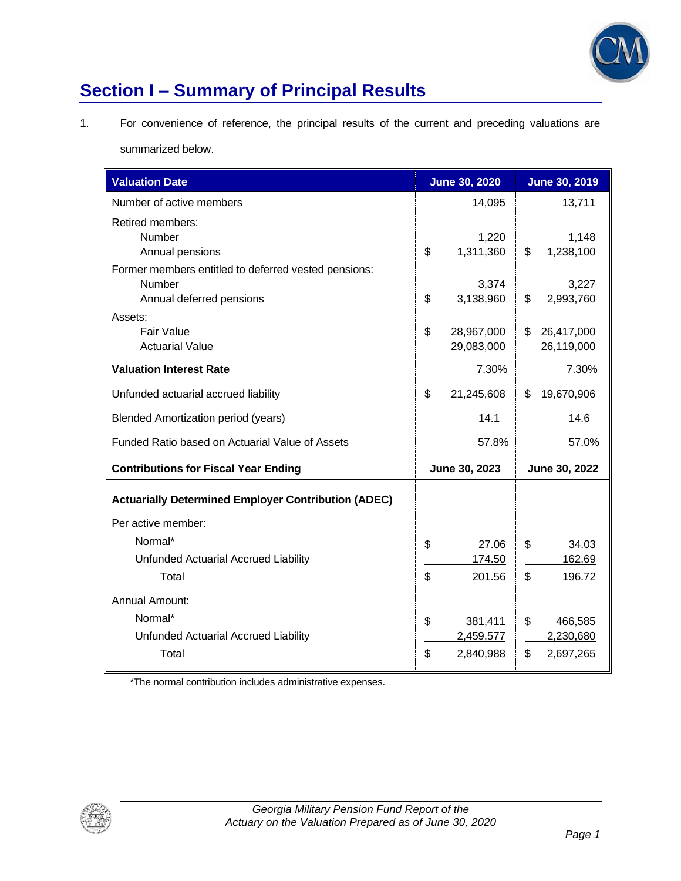# Section I – Summary of Principal Results

1. For convenience of reference, the principal results of the current and preceding valuations are summarized below.

| Valuation Date | June 30, 2020 | June 30, 2019 |
|---|---|---|
| Number of active members | 14,095 | 13,711 |
| Retired members: | | |
| Number | 1,220 | 1,148 |
| Annual pensions | $ 1,311,360 | $ 1,238,100 |
| Former members entitled to deferred vested pensions: | | |
| Number | 3,374 | 3,227 |
| Annual deferred pensions | $ 3,138,960 | $ 2,993,760 |
| Assets: | | |
| Fair Value | $ 28,967,000 | $ 26,417,000 |
| Actuarial Value | 29,083,000 | 26,119,000 |
| **Valuation Interest Rate** | 7.30% | 7.30% |
| Unfunded actuarial accrued liability | $ 21,245,608 | $ 19,670,906 |
| Blended Amortization period (years) | 14.1 | 14.6 |
| Funded Ratio based on Actuarial Value of Assets | 57.8% | 57.0% |
| **Contributions for Fiscal Year Ending** | **June 30, 2023** | **June 30, 2022** |
| **Actuarially Determined Employer Contribution (ADEC)** | | |
| Per active member: | | |
| Normal* | $ 27.06 | $ 34.03 |
| Unfunded Actuarial Accrued Liability | 174.50 | 162.69 |
| Total | $ 201.56 | $ 196.72 |
| Annual Amount: | | |
| Normal* | $ 381,411 | $ 466,585 |
| Unfunded Actuarial Accrued Liability | 2,459,577 | 2,230,680 |
| Total | $ 2,840,988 | $ 2,697,265 |

*The normal contribution includes administrative expenses.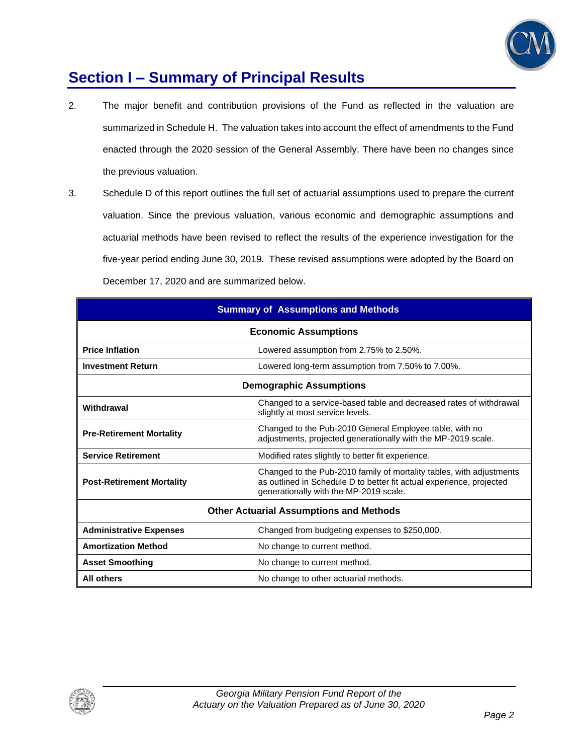# Section I – Summary of Principal Results

2. The major benefit and contribution provisions of the Fund as reflected in the valuation are summarized in Schedule H. The valuation takes into account the effect of amendments to the Fund enacted through the 2020 session of the General Assembly. There have been no changes since the previous valuation.

3. Schedule D of this report outlines the full set of actuarial assumptions used to prepare the current valuation. Since the previous valuation, various economic and demographic assumptions and actuarial methods have been revised to reflect the results of the experience investigation for the five-year period ending June 30, 2019. These revised assumptions were adopted by the Board on December 17, 2020 and are summarized below.

| Summary of Assumptions and Methods | |
|---|---|
| **Economic Assumptions** | |
| **Price Inflation** | Lowered assumption from 2.75% to 2.50%. |
| **Investment Return** | Lowered long-term assumption from 7.50% to 7.00%. |
| **Demographic Assumptions** | |
| **Withdrawal** | Changed to a service-based table and decreased rates of withdrawal slightly at most service levels. |
| **Pre-Retirement Mortality** | Changed to the Pub-2010 General Employee table, with no adjustments, projected generationally with the MP-2019 scale. |
| **Service Retirement** | Modified rates slightly to better fit experience. |
| **Post-Retirement Mortality** | Changed to the Pub-2010 family of mortality tables, with adjustments as outlined in Schedule D to better fit actual experience, projected generationally with the MP-2019 scale. |
| **Other Actuarial Assumptions and Methods** | |
| **Administrative Expenses** | Changed from budgeting expenses to $250,000. |
| **Amortization Method** | No change to current method. |
| **Asset Smoothing** | No change to current method. |
| **All others** | No change to other actuarial methods. |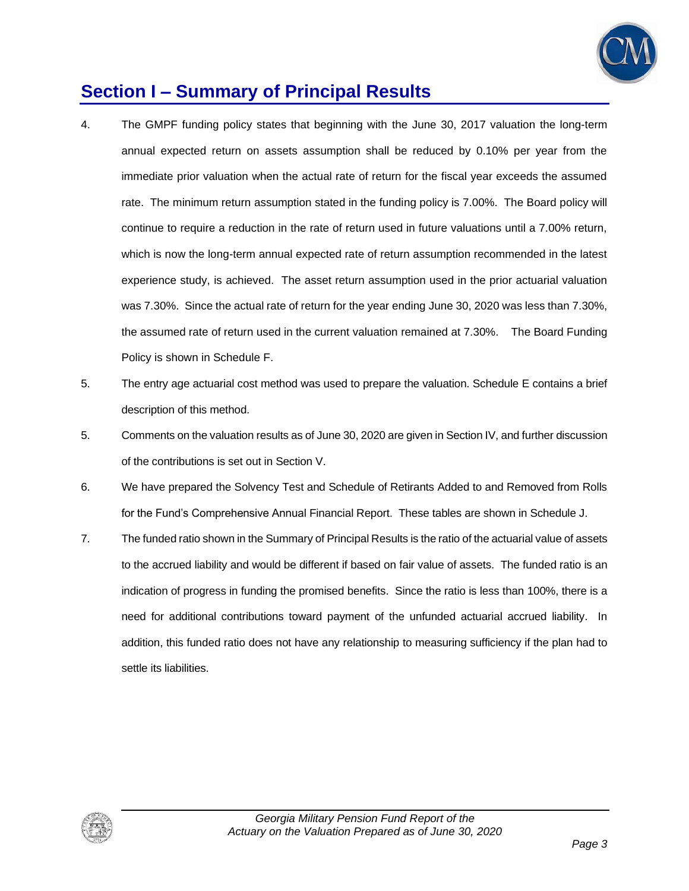## Section I – Summary of Principal Results

4. The GMPF funding policy states that beginning with the June 30, 2017 valuation the long-term annual expected return on assets assumption shall be reduced by 0.10% per year from the immediate prior valuation when the actual rate of return for the fiscal year exceeds the assumed rate. The minimum return assumption stated in the funding policy is 7.00%. The Board policy will continue to require a reduction in the rate of return used in future valuations until a 7.00% return, which is now the long-term annual expected rate of return assumption recommended in the latest experience study, is achieved. The asset return assumption used in the prior actuarial valuation was 7.30%. Since the actual rate of return for the year ending June 30, 2020 was less than 7.30%, the assumed rate of return used in the current valuation remained at 7.30%. The Board Funding Policy is shown in Schedule F.

5. The entry age actuarial cost method was used to prepare the valuation. Schedule E contains a brief description of this method.

5. Comments on the valuation results as of June 30, 2020 are given in Section IV, and further discussion of the contributions is set out in Section V.

6. We have prepared the Solvency Test and Schedule of Retirants Added to and Removed from Rolls for the Fund's Comprehensive Annual Financial Report. These tables are shown in Schedule J.

7. The funded ratio shown in the Summary of Principal Results is the ratio of the actuarial value of assets to the accrued liability and would be different if based on fair value of assets. The funded ratio is an indication of progress in funding the promised benefits. Since the ratio is less than 100%, there is a need for additional contributions toward payment of the unfunded actuarial accrued liability. In addition, this funded ratio does not have any relationship to measuring sufficiency if the plan had to settle its liabilities.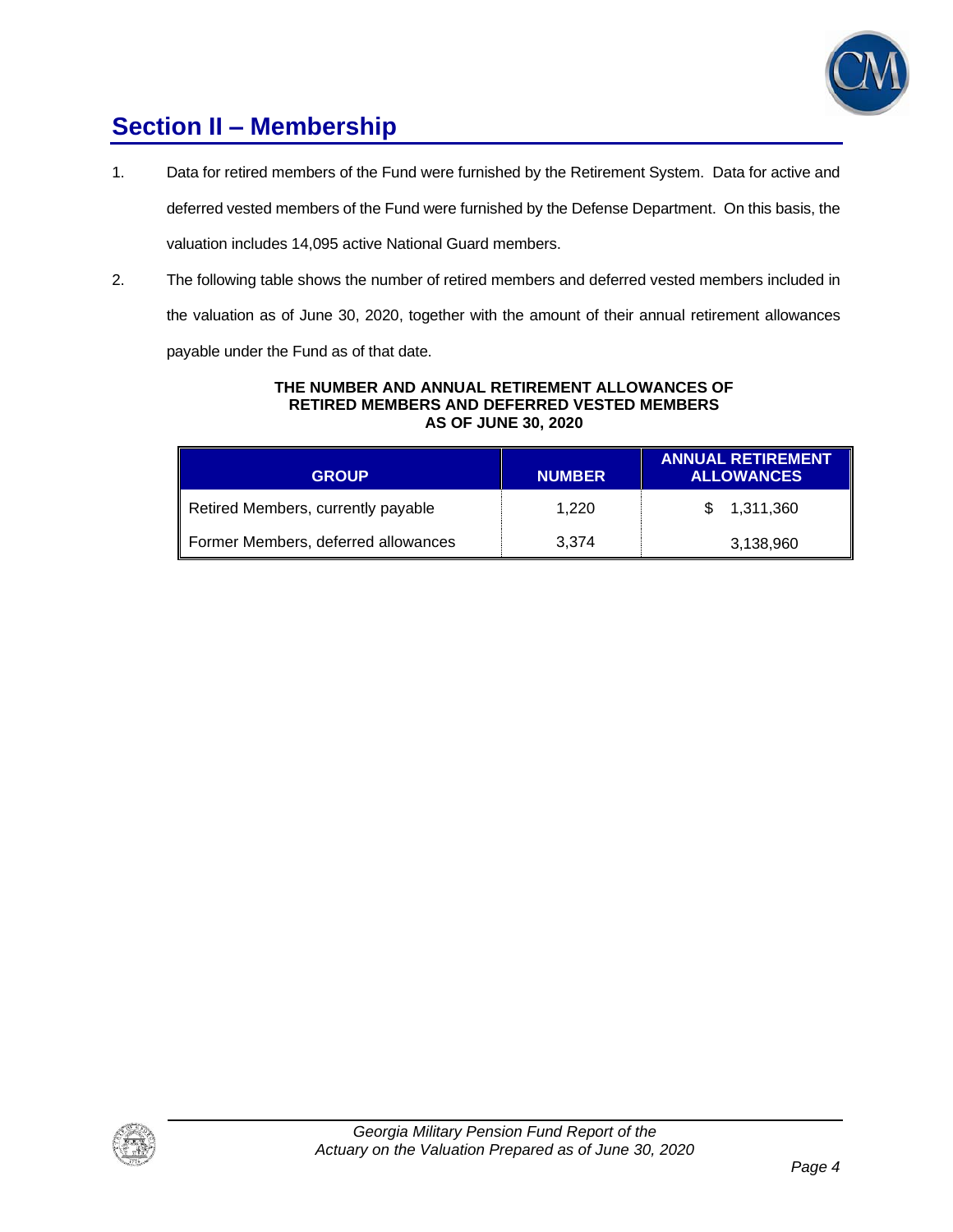## Section II – Membership

1. Data for retired members of the Fund were furnished by the Retirement System. Data for active and deferred vested members of the Fund were furnished by the Defense Department. On this basis, the valuation includes 14,095 active National Guard members.

2. The following table shows the number of retired members and deferred vested members included in the valuation as of June 30, 2020, together with the amount of their annual retirement allowances payable under the Fund as of that date.

**THE NUMBER AND ANNUAL RETIREMENT ALLOWANCES OF RETIRED MEMBERS AND DEFERRED VESTED MEMBERS AS OF JUNE 30, 2020**

| GROUP | NUMBER | ANNUAL RETIREMENT ALLOWANCES |
|---|---|---|
| Retired Members, currently payable | 1,220 | $ 1,311,360 |
| Former Members, deferred allowances | 3,374 | 3,138,960 |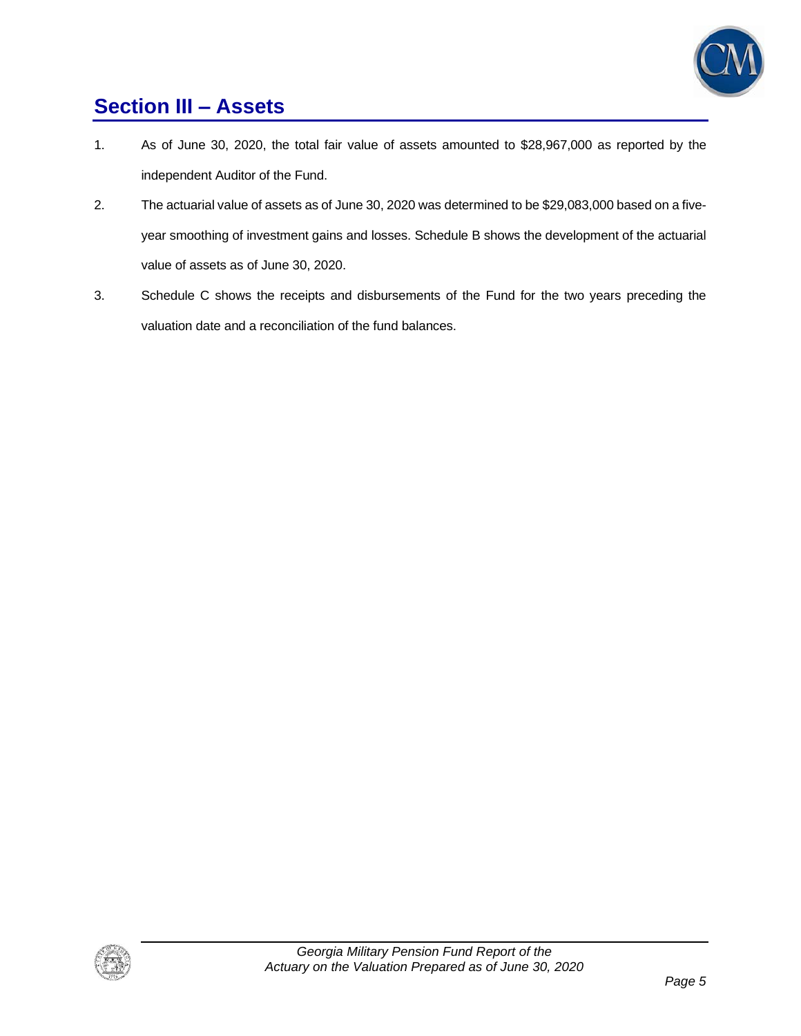# Section III – Assets

1. As of June 30, 2020, the total fair value of assets amounted to $28,967,000 as reported by the independent Auditor of the Fund.

2. The actuarial value of assets as of June 30, 2020 was determined to be $29,083,000 based on a five-year smoothing of investment gains and losses. Schedule B shows the development of the actuarial value of assets as of June 30, 2020.

3. Schedule C shows the receipts and disbursements of the Fund for the two years preceding the valuation date and a reconciliation of the fund balances.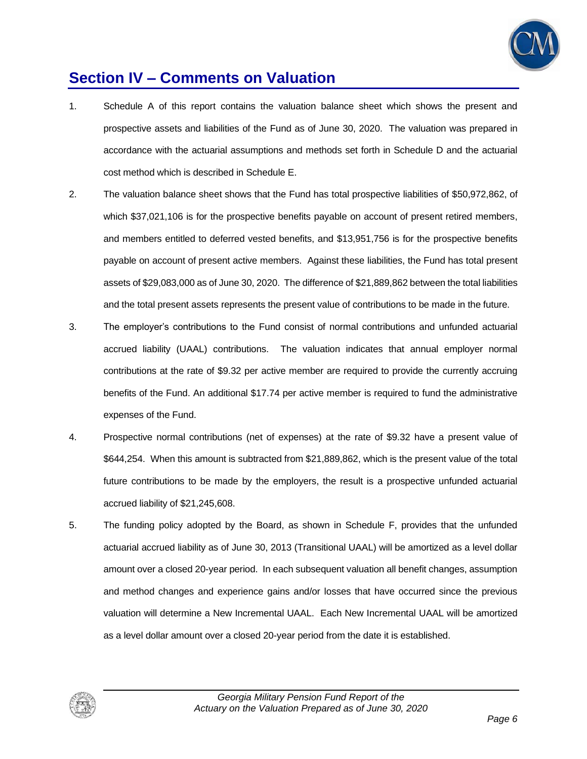## Section IV – Comments on Valuation

1. Schedule A of this report contains the valuation balance sheet which shows the present and prospective assets and liabilities of the Fund as of June 30, 2020. The valuation was prepared in accordance with the actuarial assumptions and methods set forth in Schedule D and the actuarial cost method which is described in Schedule E.

2. The valuation balance sheet shows that the Fund has total prospective liabilities of $50,972,862, of which $37,021,106 is for the prospective benefits payable on account of present retired members, and members entitled to deferred vested benefits, and $13,951,756 is for the prospective benefits payable on account of present active members. Against these liabilities, the Fund has total present assets of $29,083,000 as of June 30, 2020. The difference of $21,889,862 between the total liabilities and the total present assets represents the present value of contributions to be made in the future.

3. The employer's contributions to the Fund consist of normal contributions and unfunded actuarial accrued liability (UAAL) contributions. The valuation indicates that annual employer normal contributions at the rate of $9.32 per active member are required to provide the currently accruing benefits of the Fund. An additional $17.74 per active member is required to fund the administrative expenses of the Fund.

4. Prospective normal contributions (net of expenses) at the rate of $9.32 have a present value of $644,254. When this amount is subtracted from $21,889,862, which is the present value of the total future contributions to be made by the employers, the result is a prospective unfunded actuarial accrued liability of $21,245,608.

5. The funding policy adopted by the Board, as shown in Schedule F, provides that the unfunded actuarial accrued liability as of June 30, 2013 (Transitional UAAL) will be amortized as a level dollar amount over a closed 20-year period. In each subsequent valuation all benefit changes, assumption and method changes and experience gains and/or losses that have occurred since the previous valuation will determine a New Incremental UAAL. Each New Incremental UAAL will be amortized as a level dollar amount over a closed 20-year period from the date it is established.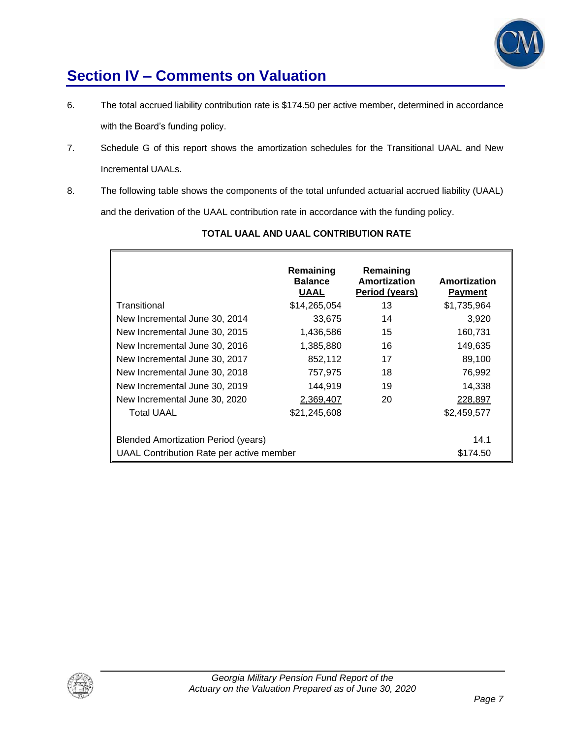## Section IV – Comments on Valuation

6. The total accrued liability contribution rate is $174.50 per active member, determined in accordance with the Board's funding policy.

7. Schedule G of this report shows the amortization schedules for the Transitional UAAL and New Incremental UAALs.

8. The following table shows the components of the total unfunded actuarial accrued liability (UAAL) and the derivation of the UAAL contribution rate in accordance with the funding policy.

**TOTAL UAAL AND UAAL CONTRIBUTION RATE**

| | Remaining Balance UAAL | Remaining Amortization Period (years) | Amortization Payment |
|---|---|---|---|
| Transitional | $14,265,054 | 13 | $1,735,964 |
| New Incremental June 30, 2014 | 33,675 | 14 | 3,920 |
| New Incremental June 30, 2015 | 1,436,586 | 15 | 160,731 |
| New Incremental June 30, 2016 | 1,385,880 | 16 | 149,635 |
| New Incremental June 30, 2017 | 852,112 | 17 | 89,100 |
| New Incremental June 30, 2018 | 757,975 | 18 | 76,992 |
| New Incremental June 30, 2019 | 144,919 | 19 | 14,338 |
| New Incremental June 30, 2020 | 2,369,407 | 20 | 228,897 |
| Total UAAL | $21,245,608 | | $2,459,577 |
| | | | |
| Blended Amortization Period (years) | | | 14.1 |
| UAAL Contribution Rate per active member | | | $174.50 |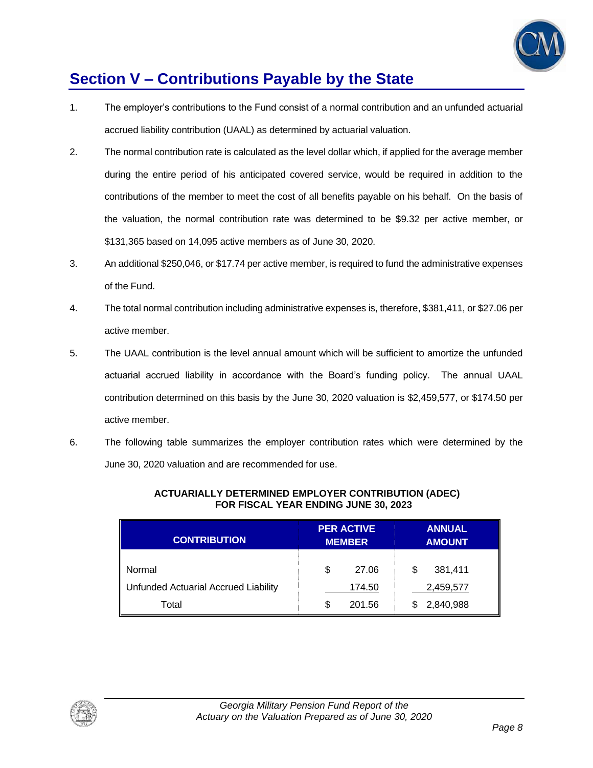## Section V – Contributions Payable by the State

1. The employer's contributions to the Fund consist of a normal contribution and an unfunded actuarial accrued liability contribution (UAAL) as determined by actuarial valuation.

2. The normal contribution rate is calculated as the level dollar which, if applied for the average member during the entire period of his anticipated covered service, would be required in addition to the contributions of the member to meet the cost of all benefits payable on his behalf. On the basis of the valuation, the normal contribution rate was determined to be $9.32 per active member, or $131,365 based on 14,095 active members as of June 30, 2020.

3. An additional $250,046, or $17.74 per active member, is required to fund the administrative expenses of the Fund.

4. The total normal contribution including administrative expenses is, therefore, $381,411, or $27.06 per active member.

5. The UAAL contribution is the level annual amount which will be sufficient to amortize the unfunded actuarial accrued liability in accordance with the Board's funding policy. The annual UAAL contribution determined on this basis by the June 30, 2020 valuation is $2,459,577, or $174.50 per active member.

6. The following table summarizes the employer contribution rates which were determined by the June 30, 2020 valuation and are recommended for use.

**ACTUARIALLY DETERMINED EMPLOYER CONTRIBUTION (ADEC)**
**FOR FISCAL YEAR ENDING JUNE 30, 2023**

| CONTRIBUTION | PER ACTIVE MEMBER | ANNUAL AMOUNT |
|---|---|---|
| Normal | $ 27.06 | $ 381,411 |
| Unfunded Actuarial Accrued Liability | 174.50 | 2,459,577 |
| Total | $ 201.56 | $ 2,840,988 |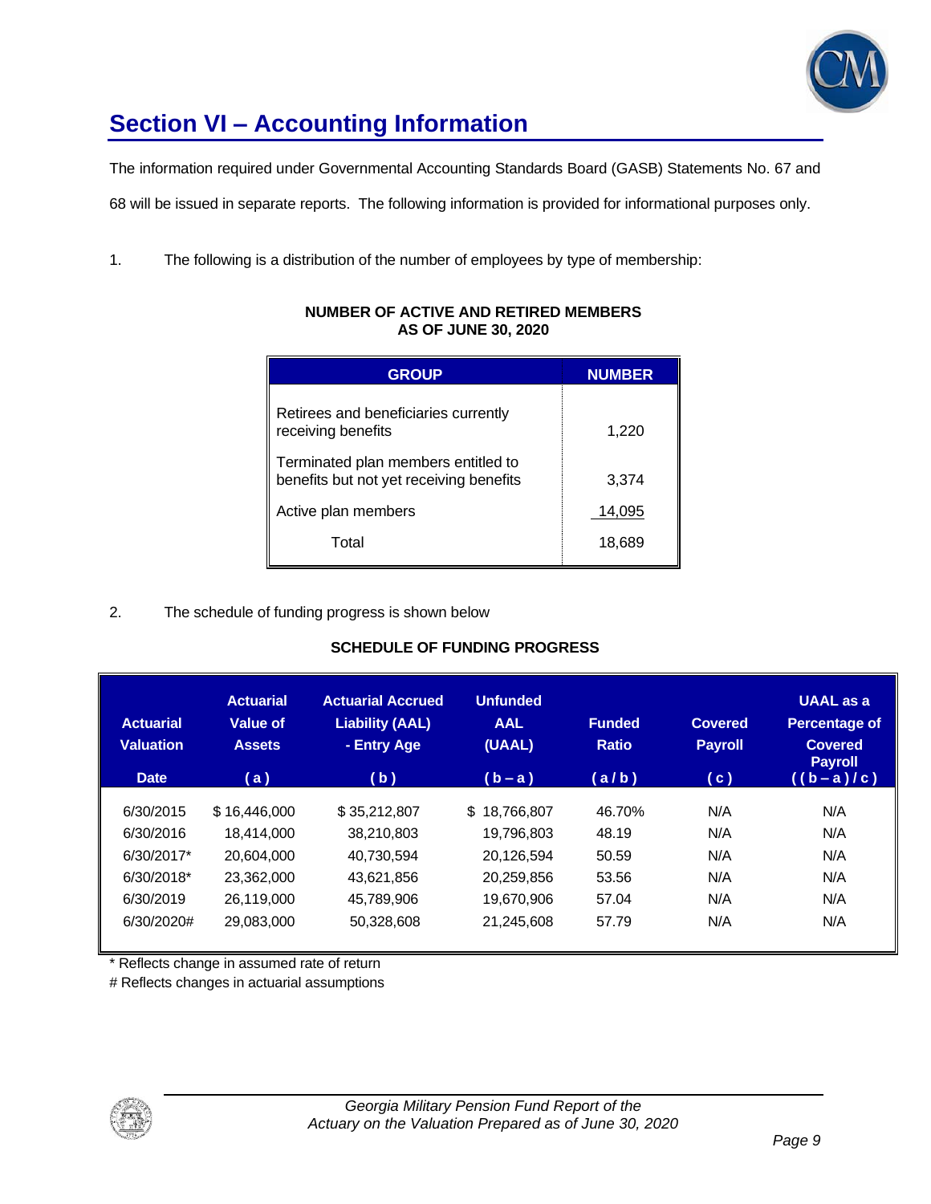# Section VI – Accounting Information

The information required under Governmental Accounting Standards Board (GASB) Statements No. 67 and 68 will be issued in separate reports. The following information is provided for informational purposes only.

1. The following is a distribution of the number of employees by type of membership:

**NUMBER OF ACTIVE AND RETIRED MEMBERS AS OF JUNE 30, 2020**

| GROUP | NUMBER |
|---|---|
| Retirees and beneficiaries currently receiving benefits | 1,220 |
| Terminated plan members entitled to benefits but not yet receiving benefits | 3,374 |
| Active plan members | 14,095 |
| Total | 18,689 |

2. The schedule of funding progress is shown below

**SCHEDULE OF FUNDING PROGRESS**

| Actuarial Valuation Date | Actuarial Value of Assets (a) | Actuarial Accrued Liability (AAL) - Entry Age (b) | Unfunded AAL (UAAL) (b – a) | Funded Ratio (a / b) | Covered Payroll (c) | UAAL as a Percentage of Covered Payroll ((b – a) / c) |
|---|---|---|---|---|---|---|
| 6/30/2015 | $ 16,446,000 | $ 35,212,807 | $ 18,766,807 | 46.70% | N/A | N/A |
| 6/30/2016 | 18,414,000 | 38,210,803 | 19,796,803 | 48.19 | N/A | N/A |
| 6/30/2017* | 20,604,000 | 40,730,594 | 20,126,594 | 50.59 | N/A | N/A |
| 6/30/2018* | 23,362,000 | 43,621,856 | 20,259,856 | 53.56 | N/A | N/A |
| 6/30/2019 | 26,119,000 | 45,789,906 | 19,670,906 | 57.04 | N/A | N/A |
| 6/30/2020# | 29,083,000 | 50,328,608 | 21,245,608 | 57.79 | N/A | N/A |

* Reflects change in assumed rate of return

# Reflects changes in actuarial assumptions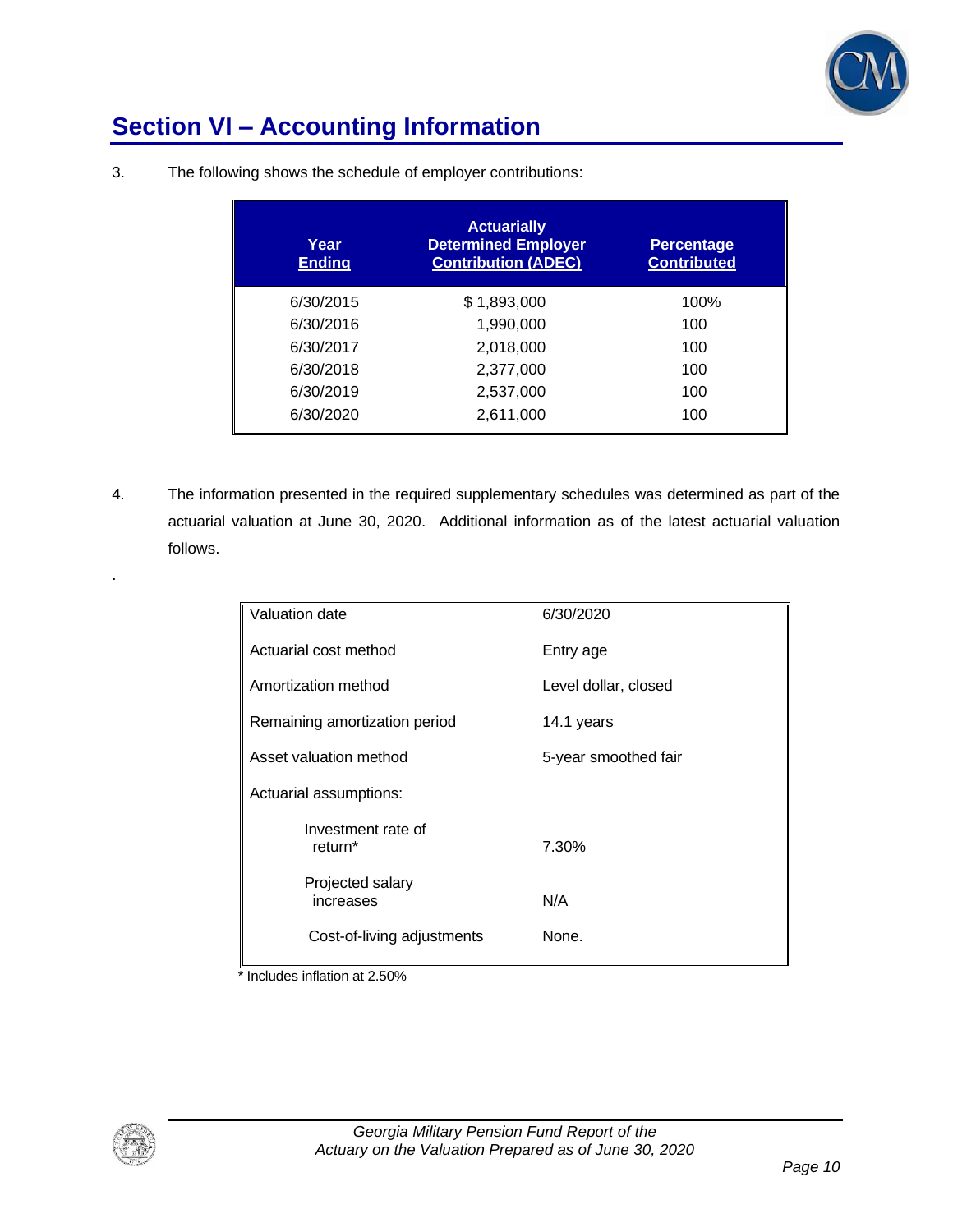## Section VI – Accounting Information

3. The following shows the schedule of employer contributions:

| Year Ending | Actuarially Determined Employer Contribution (ADEC) | Percentage Contributed |
|---|---|---|
| 6/30/2015 | $ 1,893,000 | 100% |
| 6/30/2016 | 1,990,000 | 100 |
| 6/30/2017 | 2,018,000 | 100 |
| 6/30/2018 | 2,377,000 | 100 |
| 6/30/2019 | 2,537,000 | 100 |
| 6/30/2020 | 2,611,000 | 100 |

4. The information presented in the required supplementary schedules was determined as part of the actuarial valuation at June 30, 2020. Additional information as of the latest actuarial valuation follows.

| | |
|---|---|
| Valuation date | 6/30/2020 |
| Actuarial cost method | Entry age |
| Amortization method | Level dollar, closed |
| Remaining amortization period | 14.1 years |
| Asset valuation method | 5-year smoothed fair |
| Actuarial assumptions: | |
| Investment rate of return* | 7.30% |
| Projected salary increases | N/A |
| Cost-of-living adjustments | None. |

\* Includes inflation at 2.50%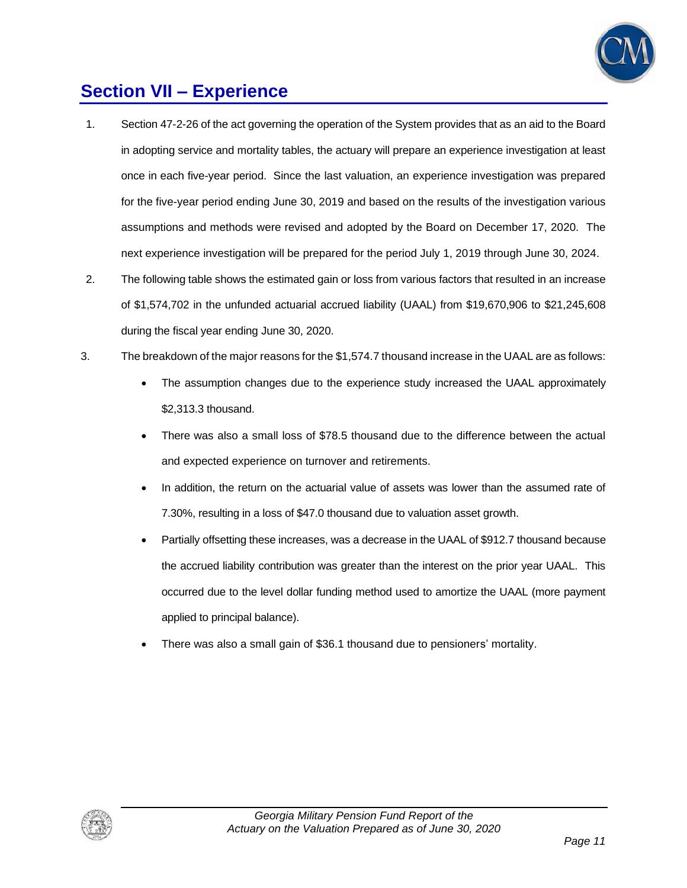## Section VII – Experience

1. Section 47-2-26 of the act governing the operation of the System provides that as an aid to the Board in adopting service and mortality tables, the actuary will prepare an experience investigation at least once in each five-year period. Since the last valuation, an experience investigation was prepared for the five-year period ending June 30, 2019 and based on the results of the investigation various assumptions and methods were revised and adopted by the Board on December 17, 2020. The next experience investigation will be prepared for the period July 1, 2019 through June 30, 2024.

2. The following table shows the estimated gain or loss from various factors that resulted in an increase of $1,574,702 in the unfunded actuarial accrued liability (UAAL) from $19,670,906 to $21,245,608 during the fiscal year ending June 30, 2020.

3. The breakdown of the major reasons for the $1,574.7 thousand increase in the UAAL are as follows:

   - The assumption changes due to the experience study increased the UAAL approximately $2,313.3 thousand.
   - There was also a small loss of $78.5 thousand due to the difference between the actual and expected experience on turnover and retirements.
   - In addition, the return on the actuarial value of assets was lower than the assumed rate of 7.30%, resulting in a loss of $47.0 thousand due to valuation asset growth.
   - Partially offsetting these increases, was a decrease in the UAAL of $912.7 thousand because the accrued liability contribution was greater than the interest on the prior year UAAL. This occurred due to the level dollar funding method used to amortize the UAAL (more payment applied to principal balance).
   - There was also a small gain of $36.1 thousand due to pensioners' mortality.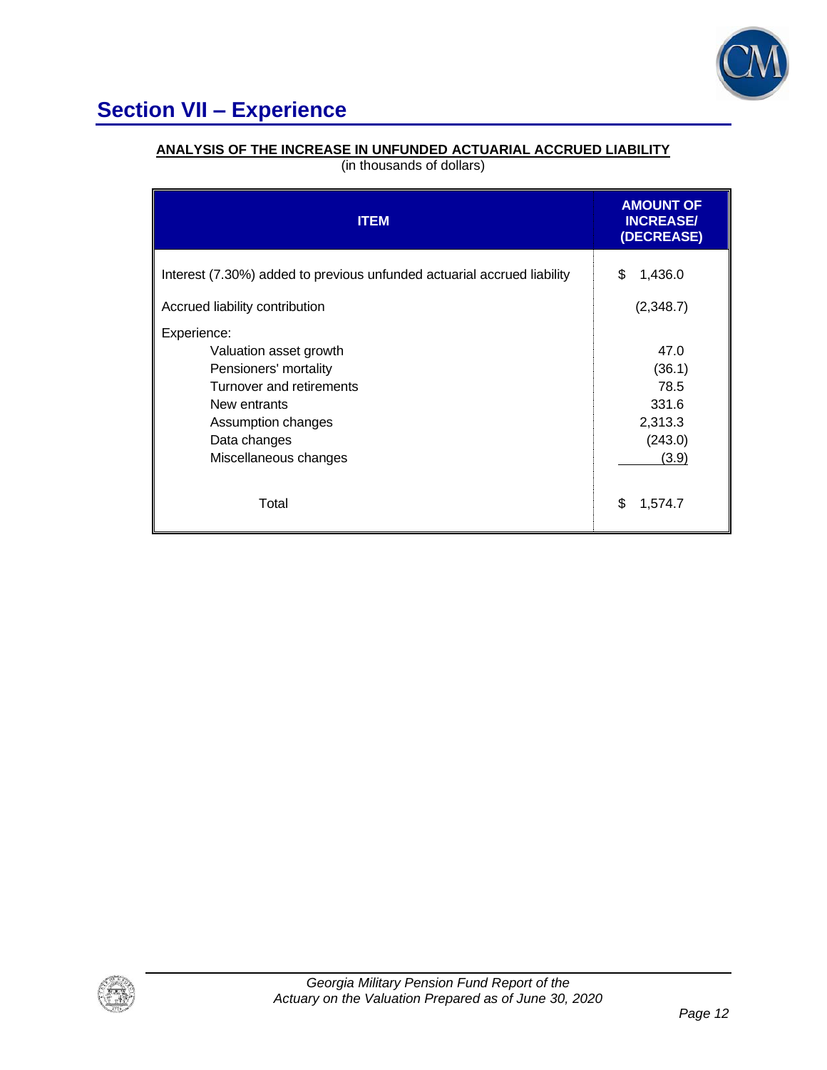## Section VII – Experience

**ANALYSIS OF THE INCREASE IN UNFUNDED ACTUARIAL ACCRUED LIABILITY**

(in thousands of dollars)

| ITEM | AMOUNT OF INCREASE/ (DECREASE) |
|---|---|
| Interest (7.30%) added to previous unfunded actuarial accrued liability | $ 1,436.0 |
| Accrued liability contribution | (2,348.7) |
| Experience: | |
| Valuation asset growth | 47.0 |
| Pensioners' mortality | (36.1) |
| Turnover and retirements | 78.5 |
| New entrants | 331.6 |
| Assumption changes | 2,313.3 |
| Data changes | (243.0) |
| Miscellaneous changes | (3.9) |
| Total | $ 1,574.7 |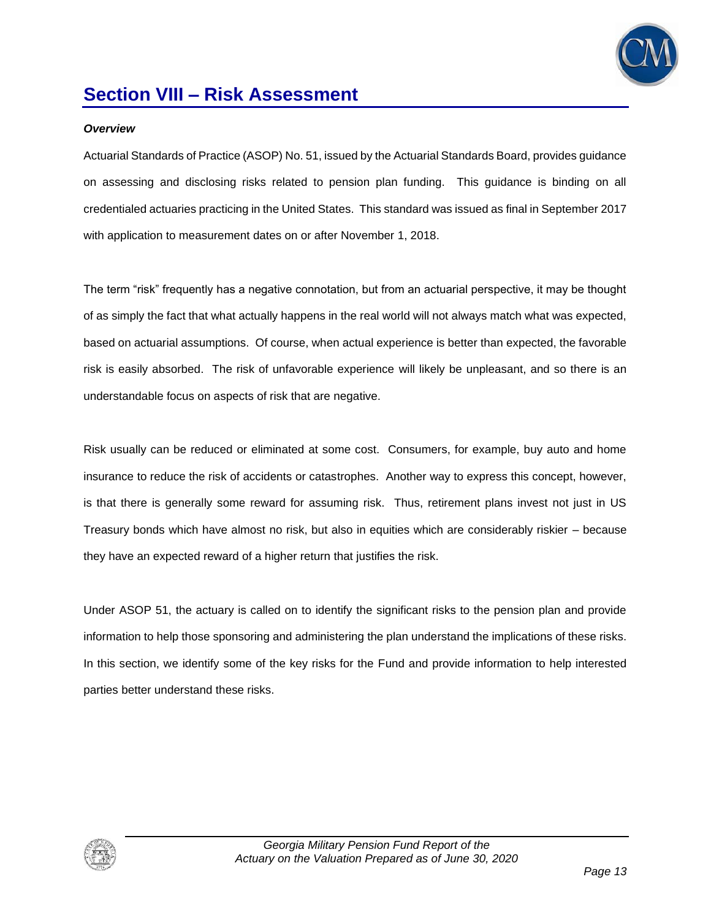# Section VIII – Risk Assessment

***Overview***

Actuarial Standards of Practice (ASOP) No. 51, issued by the Actuarial Standards Board, provides guidance on assessing and disclosing risks related to pension plan funding. This guidance is binding on all credentialed actuaries practicing in the United States. This standard was issued as final in September 2017 with application to measurement dates on or after November 1, 2018.

The term "risk" frequently has a negative connotation, but from an actuarial perspective, it may be thought of as simply the fact that what actually happens in the real world will not always match what was expected, based on actuarial assumptions. Of course, when actual experience is better than expected, the favorable risk is easily absorbed. The risk of unfavorable experience will likely be unpleasant, and so there is an understandable focus on aspects of risk that are negative.

Risk usually can be reduced or eliminated at some cost. Consumers, for example, buy auto and home insurance to reduce the risk of accidents or catastrophes. Another way to express this concept, however, is that there is generally some reward for assuming risk. Thus, retirement plans invest not just in US Treasury bonds which have almost no risk, but also in equities which are considerably riskier – because they have an expected reward of a higher return that justifies the risk.

Under ASOP 51, the actuary is called on to identify the significant risks to the pension plan and provide information to help those sponsoring and administering the plan understand the implications of these risks. In this section, we identify some of the key risks for the Fund and provide information to help interested parties better understand these risks.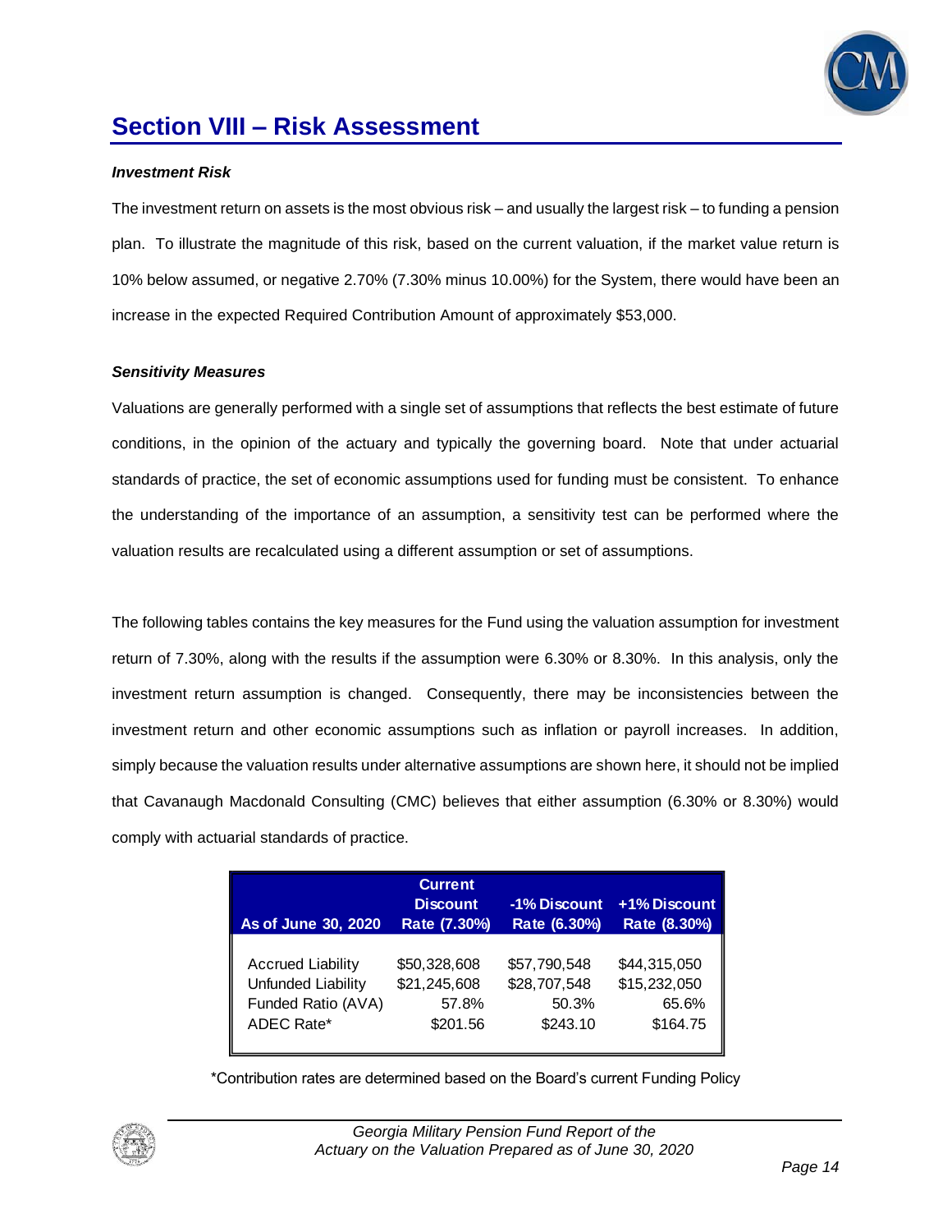## Section VIII – Risk Assessment

***Investment Risk***

The investment return on assets is the most obvious risk – and usually the largest risk – to funding a pension plan. To illustrate the magnitude of this risk, based on the current valuation, if the market value return is 10% below assumed, or negative 2.70% (7.30% minus 10.00%) for the System, there would have been an increase in the expected Required Contribution Amount of approximately $53,000.

***Sensitivity Measures***

Valuations are generally performed with a single set of assumptions that reflects the best estimate of future conditions, in the opinion of the actuary and typically the governing board. Note that under actuarial standards of practice, the set of economic assumptions used for funding must be consistent. To enhance the understanding of the importance of an assumption, a sensitivity test can be performed where the valuation results are recalculated using a different assumption or set of assumptions.

The following tables contains the key measures for the Fund using the valuation assumption for investment return of 7.30%, along with the results if the assumption were 6.30% or 8.30%. In this analysis, only the investment return assumption is changed. Consequently, there may be inconsistencies between the investment return and other economic assumptions such as inflation or payroll increases. In addition, simply because the valuation results under alternative assumptions are shown here, it should not be implied that Cavanaugh Macdonald Consulting (CMC) believes that either assumption (6.30% or 8.30%) would comply with actuarial standards of practice.

| As of June 30, 2020 | Current Discount Rate (7.30%) | -1% Discount Rate (6.30%) | +1% Discount Rate (8.30%) |
|---|---|---|---|
| Accrued Liability | $50,328,608 | $57,790,548 | $44,315,050 |
| Unfunded Liability | $21,245,608 | $28,707,548 | $15,232,050 |
| Funded Ratio (AVA) | 57.8% | 50.3% | 65.6% |
| ADEC Rate* | $201.56 | $243.10 | $164.75 |

*Contribution rates are determined based on the Board's current Funding Policy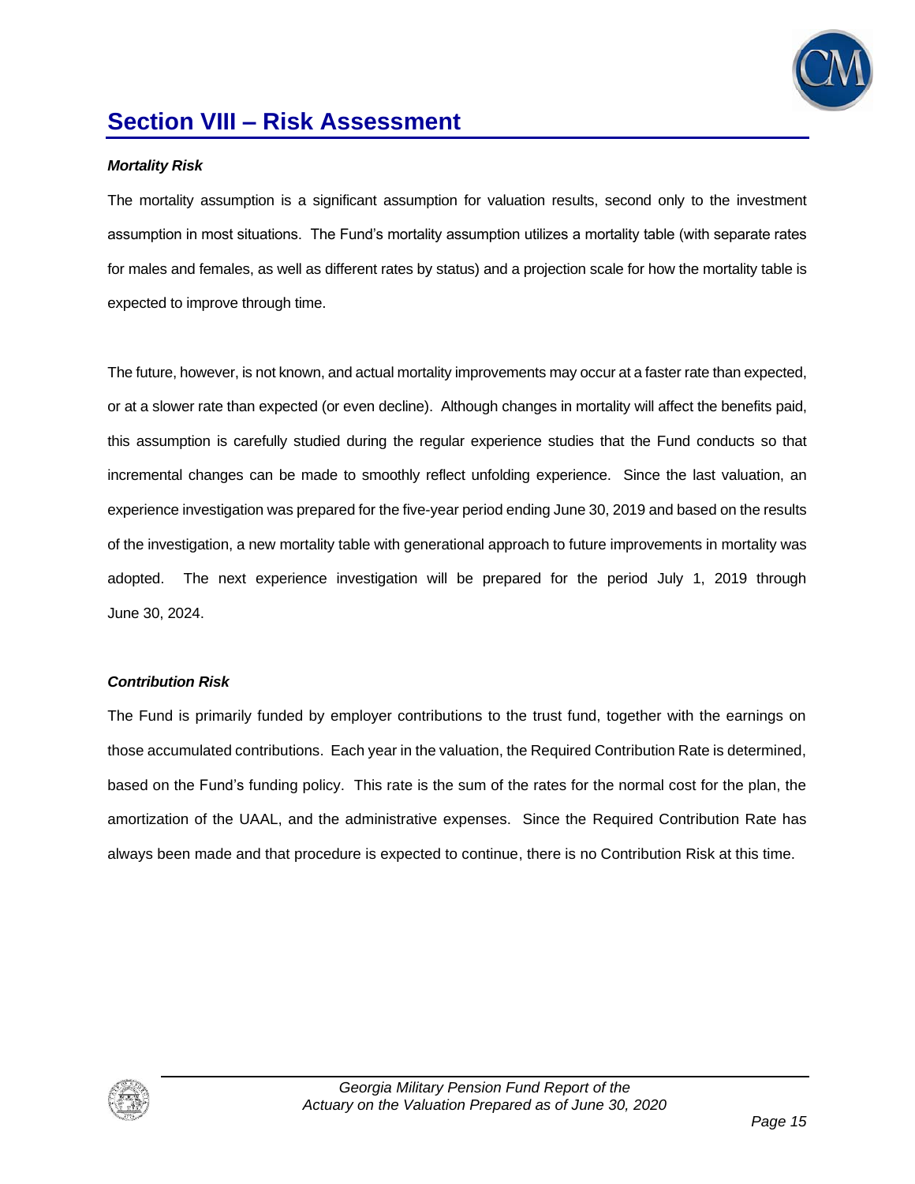## Section VIII – Risk Assessment

***Mortality Risk***

The mortality assumption is a significant assumption for valuation results, second only to the investment assumption in most situations. The Fund's mortality assumption utilizes a mortality table (with separate rates for males and females, as well as different rates by status) and a projection scale for how the mortality table is expected to improve through time.

The future, however, is not known, and actual mortality improvements may occur at a faster rate than expected, or at a slower rate than expected (or even decline). Although changes in mortality will affect the benefits paid, this assumption is carefully studied during the regular experience studies that the Fund conducts so that incremental changes can be made to smoothly reflect unfolding experience. Since the last valuation, an experience investigation was prepared for the five-year period ending June 30, 2019 and based on the results of the investigation, a new mortality table with generational approach to future improvements in mortality was adopted. The next experience investigation will be prepared for the period July 1, 2019 through June 30, 2024.

***Contribution Risk***

The Fund is primarily funded by employer contributions to the trust fund, together with the earnings on those accumulated contributions. Each year in the valuation, the Required Contribution Rate is determined, based on the Fund's funding policy. This rate is the sum of the rates for the normal cost for the plan, the amortization of the UAAL, and the administrative expenses. Since the Required Contribution Rate has always been made and that procedure is expected to continue, there is no Contribution Risk at this time.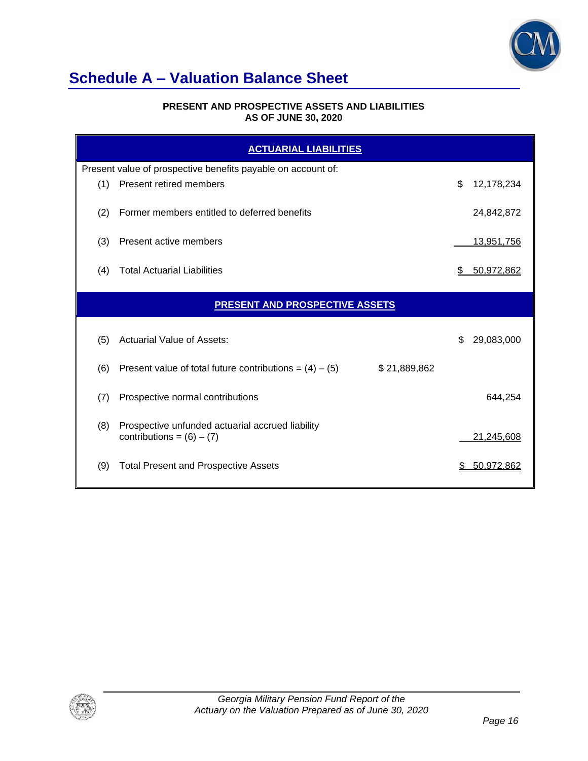# Schedule A – Valuation Balance Sheet

**PRESENT AND PROSPECTIVE ASSETS AND LIABILITIES**
**AS OF JUNE 30, 2020**

| ACTUARIAL LIABILITIES | | | |
|---|---|---|---|
| Present value of prospective benefits payable on account of: | | | |
| (1) | Present retired members | | $ 12,178,234 |
| (2) | Former members entitled to deferred benefits | | 24,842,872 |
| (3) | Present active members | | 13,951,756 |
| (4) | Total Actuarial Liabilities | | $ 50,972,862 |
| **PRESENT AND PROSPECTIVE ASSETS** | | | |
| (5) | Actuarial Value of Assets: | | $ 29,083,000 |
| (6) | Present value of total future contributions = (4) – (5) | $ 21,889,862 | |
| (7) | Prospective normal contributions | | 644,254 |
| (8) | Prospective unfunded actuarial accrued liability contributions = (6) – (7) | | 21,245,608 |
| (9) | Total Present and Prospective Assets | | $ 50,972,862 |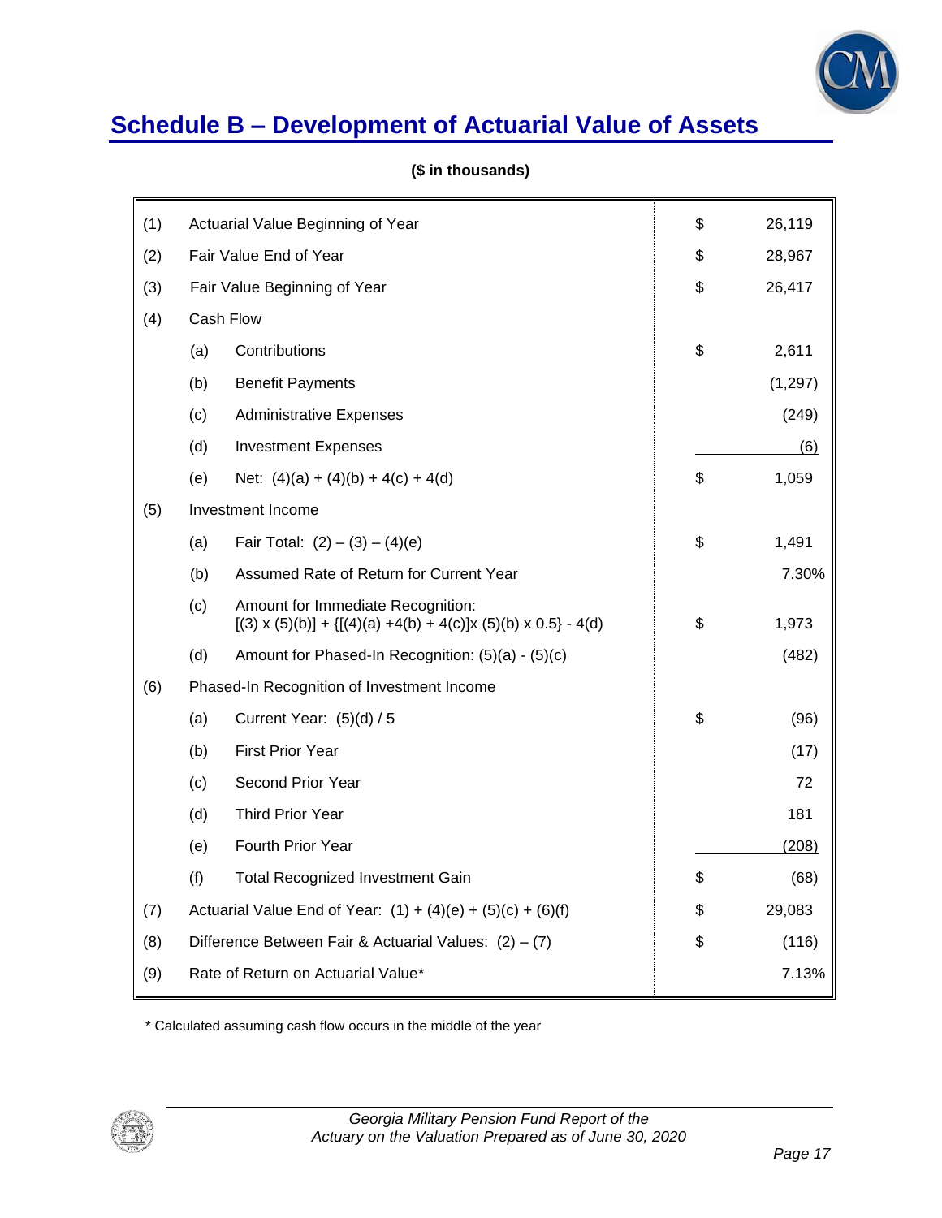## Schedule B – Development of Actuarial Value of Assets

**($ in thousands)**

| | | | | |
|---|---|---|---|---|
| (1) | | Actuarial Value Beginning of Year | $ | 26,119 |
| (2) | | Fair Value End of Year | $ | 28,967 |
| (3) | | Fair Value Beginning of Year | $ | 26,417 |
| (4) | | Cash Flow | | |
| | (a) | Contributions | $ | 2,611 |
| | (b) | Benefit Payments | | (1,297) |
| | (c) | Administrative Expenses | | (249) |
| | (d) | Investment Expenses | | (6) |
| | (e) | Net: (4)(a) + (4)(b) + 4(c) + 4(d) | $ | 1,059 |
| (5) | | Investment Income | | |
| | (a) | Fair Total: (2) – (3) – (4)(e) | $ | 1,491 |
| | (b) | Assumed Rate of Return for Current Year | | 7.30% |
| | (c) | Amount for Immediate Recognition: [(3) x (5)(b)] + {[(4)(a) +4(b) + 4(c)]x (5)(b) x 0.5} - 4(d) | $ | 1,973 |
| | (d) | Amount for Phased-In Recognition: (5)(a) - (5)(c) | | (482) |
| (6) | | Phased-In Recognition of Investment Income | | |
| | (a) | Current Year: (5)(d) / 5 | $ | (96) |
| | (b) | First Prior Year | | (17) |
| | (c) | Second Prior Year | | 72 |
| | (d) | Third Prior Year | | 181 |
| | (e) | Fourth Prior Year | | (208) |
| | (f) | Total Recognized Investment Gain | $ | (68) |
| (7) | | Actuarial Value End of Year: (1) + (4)(e) + (5)(c) + (6)(f) | $ | 29,083 |
| (8) | | Difference Between Fair & Actuarial Values: (2) – (7) | $ | (116) |
| (9) | | Rate of Return on Actuarial Value* | | 7.13% |

* Calculated assuming cash flow occurs in the middle of the year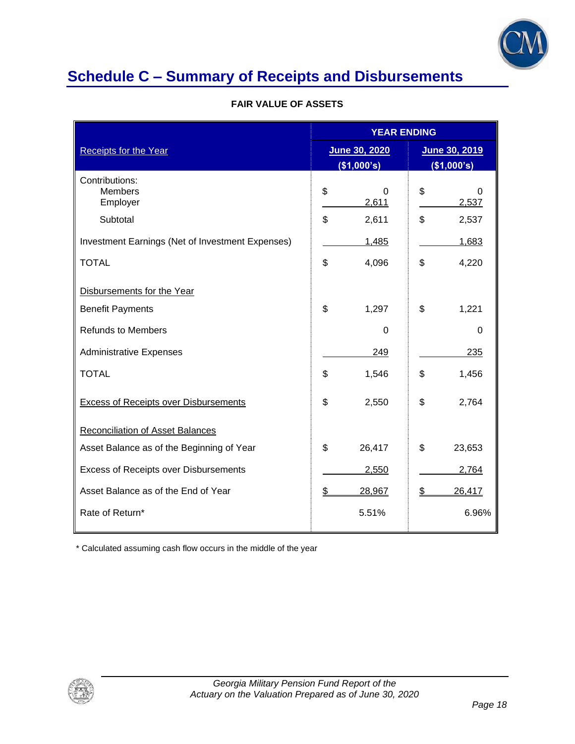# Schedule C – Summary of Receipts and Disbursements

**FAIR VALUE OF ASSETS**

| | YEAR ENDING | |
|---|---|---|
| Receipts for the Year | June 30, 2020 ($1,000's) | June 30, 2019 ($1,000's) |
| Contributions: | | |
| Members | $ 0 | $ 0 |
| Employer | 2,611 | 2,537 |
| Subtotal | $ 2,611 | $ 2,537 |
| Investment Earnings (Net of Investment Expenses) | 1,485 | 1,683 |
| TOTAL | $ 4,096 | $ 4,220 |
| Disbursements for the Year | | |
| Benefit Payments | $ 1,297 | $ 1,221 |
| Refunds to Members | 0 | 0 |
| Administrative Expenses | 249 | 235 |
| TOTAL | $ 1,546 | $ 1,456 |
| Excess of Receipts over Disbursements | $ 2,550 | $ 2,764 |
| Reconciliation of Asset Balances | | |
| Asset Balance as of the Beginning of Year | $ 26,417 | $ 23,653 |
| Excess of Receipts over Disbursements | 2,550 | 2,764 |
| Asset Balance as of the End of Year | $ 28,967 | $ 26,417 |
| Rate of Return* | 5.51% | 6.96% |

* Calculated assuming cash flow occurs in the middle of the year

*Georgia Military Pension Fund Report of the Actuary on the Valuation Prepared as of June 30, 2020*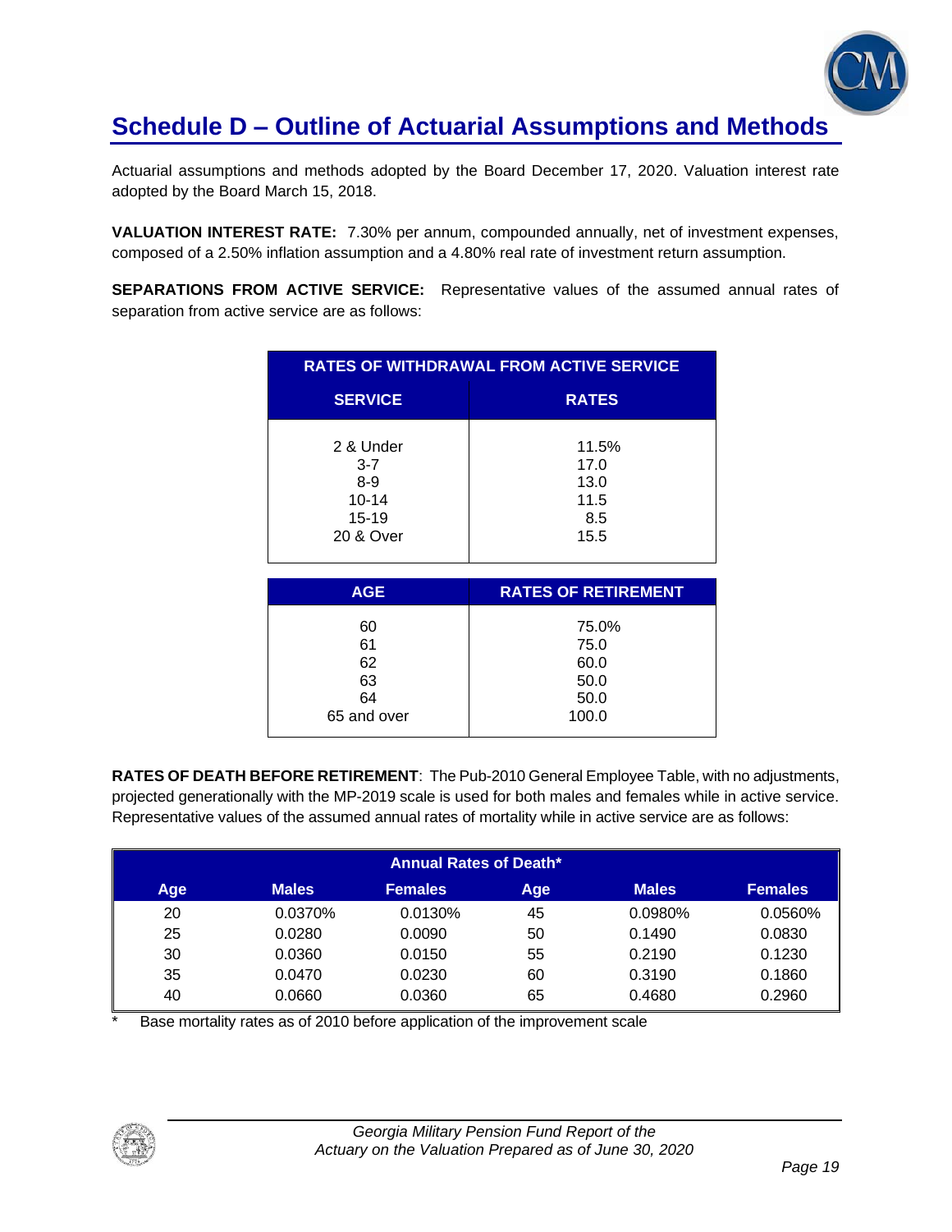# Schedule D – Outline of Actuarial Assumptions and Methods

Actuarial assumptions and methods adopted by the Board December 17, 2020. Valuation interest rate adopted by the Board March 15, 2018.

**VALUATION INTEREST RATE:** 7.30% per annum, compounded annually, net of investment expenses, composed of a 2.50% inflation assumption and a 4.80% real rate of investment return assumption.

**SEPARATIONS FROM ACTIVE SERVICE:** Representative values of the assumed annual rates of separation from active service are as follows:

| RATES OF WITHDRAWAL FROM ACTIVE SERVICE | |
|---|---|
| **SERVICE** | **RATES** |
| 2 & Under | 11.5% |
| 3-7 | 17.0 |
| 8-9 | 13.0 |
| 10-14 | 11.5 |
| 15-19 | 8.5 |
| 20 & Over | 15.5 |

| AGE | RATES OF RETIREMENT |
|---|---|
| 60 | 75.0% |
| 61 | 75.0 |
| 62 | 60.0 |
| 63 | 50.0 |
| 64 | 50.0 |
| 65 and over | 100.0 |

**RATES OF DEATH BEFORE RETIREMENT**: The Pub-2010 General Employee Table, with no adjustments, projected generationally with the MP-2019 scale is used for both males and females while in active service. Representative values of the assumed annual rates of mortality while in active service are as follows:

| Annual Rates of Death* | | | | | |
|---|---|---|---|---|---|
| **Age** | **Males** | **Females** | **Age** | **Males** | **Females** |
| 20 | 0.0370% | 0.0130% | 45 | 0.0980% | 0.0560% |
| 25 | 0.0280 | 0.0090 | 50 | 0.1490 | 0.0830 |
| 30 | 0.0360 | 0.0150 | 55 | 0.2190 | 0.1230 |
| 35 | 0.0470 | 0.0230 | 60 | 0.3190 | 0.1860 |
| 40 | 0.0660 | 0.0360 | 65 | 0.4680 | 0.2960 |

\* Base mortality rates as of 2010 before application of the improvement scale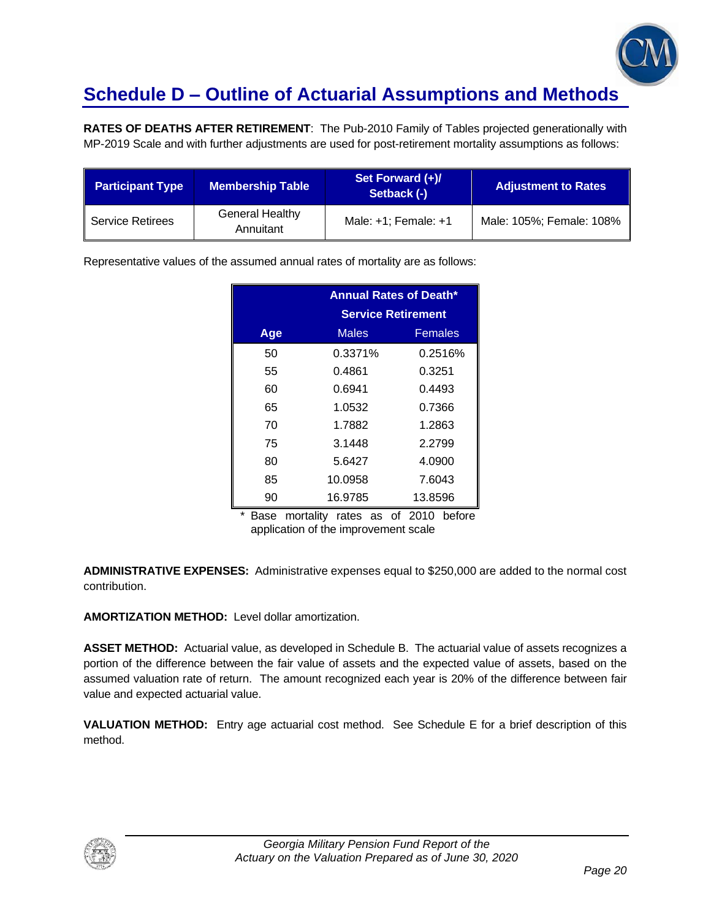# Schedule D – Outline of Actuarial Assumptions and Methods

**RATES OF DEATHS AFTER RETIREMENT**: The Pub-2010 Family of Tables projected generationally with MP-2019 Scale and with further adjustments are used for post-retirement mortality assumptions as follows:

| Participant Type | Membership Table | Set Forward (+)/ Setback (-) | Adjustment to Rates |
|---|---|---|---|
| Service Retirees | General Healthy Annuitant | Male: +1; Female: +1 | Male: 105%; Female: 108% |

Representative values of the assumed annual rates of mortality are as follows:

| | Annual Rates of Death* Service Retirement | |
|---|---|---|
| **Age** | Males | Females |
| 50 | 0.3371% | 0.2516% |
| 55 | 0.4861 | 0.3251 |
| 60 | 0.6941 | 0.4493 |
| 65 | 1.0532 | 0.7366 |
| 70 | 1.7882 | 1.2863 |
| 75 | 3.1448 | 2.2799 |
| 80 | 5.6427 | 4.0900 |
| 85 | 10.0958 | 7.6043 |
| 90 | 16.9785 | 13.8596 |

* Base mortality rates as of 2010 before application of the improvement scale

**ADMINISTRATIVE EXPENSES:** Administrative expenses equal to $250,000 are added to the normal cost contribution.

**AMORTIZATION METHOD:** Level dollar amortization.

**ASSET METHOD:** Actuarial value, as developed in Schedule B. The actuarial value of assets recognizes a portion of the difference between the fair value of assets and the expected value of assets, based on the assumed valuation rate of return. The amount recognized each year is 20% of the difference between fair value and expected actuarial value.

**VALUATION METHOD:** Entry age actuarial cost method. See Schedule E for a brief description of this method.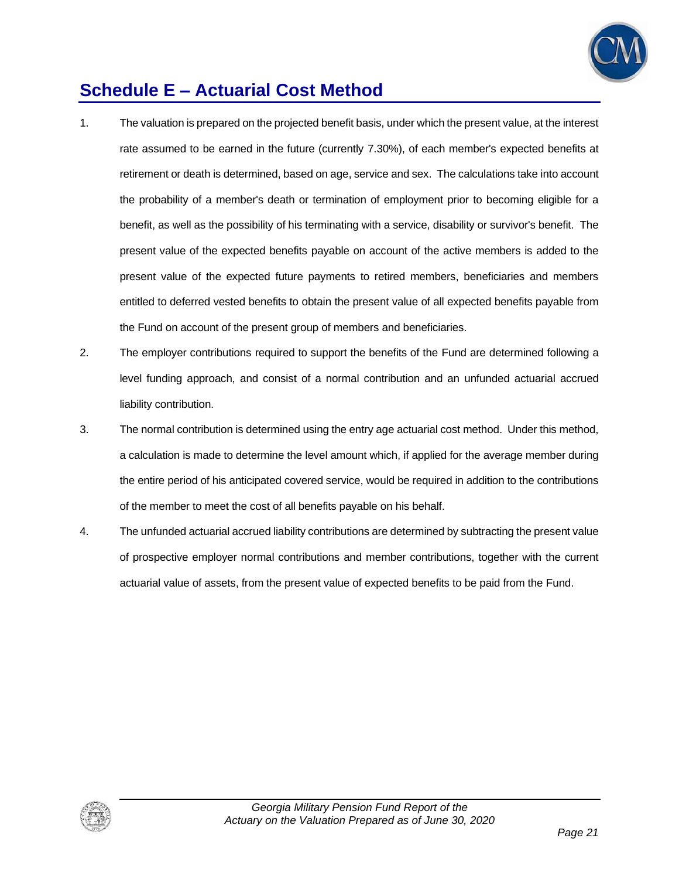# Schedule E – Actuarial Cost Method

1. The valuation is prepared on the projected benefit basis, under which the present value, at the interest rate assumed to be earned in the future (currently 7.30%), of each member's expected benefits at retirement or death is determined, based on age, service and sex. The calculations take into account the probability of a member's death or termination of employment prior to becoming eligible for a benefit, as well as the possibility of his terminating with a service, disability or survivor's benefit. The present value of the expected benefits payable on account of the active members is added to the present value of the expected future payments to retired members, beneficiaries and members entitled to deferred vested benefits to obtain the present value of all expected benefits payable from the Fund on account of the present group of members and beneficiaries.

2. The employer contributions required to support the benefits of the Fund are determined following a level funding approach, and consist of a normal contribution and an unfunded actuarial accrued liability contribution.

3. The normal contribution is determined using the entry age actuarial cost method. Under this method, a calculation is made to determine the level amount which, if applied for the average member during the entire period of his anticipated covered service, would be required in addition to the contributions of the member to meet the cost of all benefits payable on his behalf.

4. The unfunded actuarial accrued liability contributions are determined by subtracting the present value of prospective employer normal contributions and member contributions, together with the current actuarial value of assets, from the present value of expected benefits to be paid from the Fund.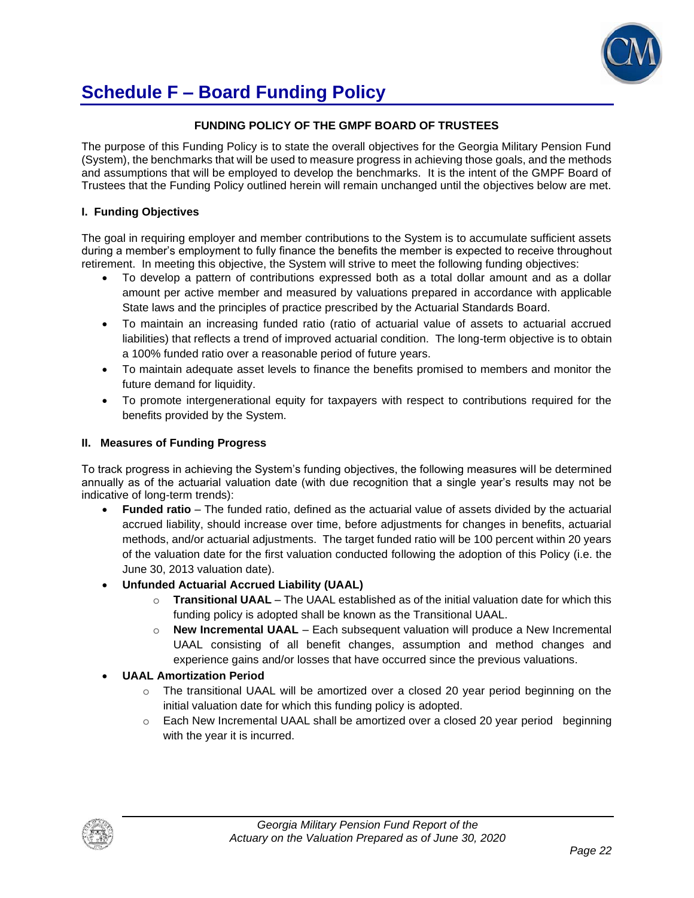# Schedule F – Board Funding Policy

**FUNDING POLICY OF THE GMPF BOARD OF TRUSTEES**

The purpose of this Funding Policy is to state the overall objectives for the Georgia Military Pension Fund (System), the benchmarks that will be used to measure progress in achieving those goals, and the methods and assumptions that will be employed to develop the benchmarks. It is the intent of the GMPF Board of Trustees that the Funding Policy outlined herein will remain unchanged until the objectives below are met.

**I. Funding Objectives**

The goal in requiring employer and member contributions to the System is to accumulate sufficient assets during a member's employment to fully finance the benefits the member is expected to receive throughout retirement. In meeting this objective, the System will strive to meet the following funding objectives:

- To develop a pattern of contributions expressed both as a total dollar amount and as a dollar amount per active member and measured by valuations prepared in accordance with applicable State laws and the principles of practice prescribed by the Actuarial Standards Board.
- To maintain an increasing funded ratio (ratio of actuarial value of assets to actuarial accrued liabilities) that reflects a trend of improved actuarial condition. The long-term objective is to obtain a 100% funded ratio over a reasonable period of future years.
- To maintain adequate asset levels to finance the benefits promised to members and monitor the future demand for liquidity.
- To promote intergenerational equity for taxpayers with respect to contributions required for the benefits provided by the System.

**II. Measures of Funding Progress**

To track progress in achieving the System's funding objectives, the following measures will be determined annually as of the actuarial valuation date (with due recognition that a single year's results may not be indicative of long-term trends):

- **Funded ratio** – The funded ratio, defined as the actuarial value of assets divided by the actuarial accrued liability, should increase over time, before adjustments for changes in benefits, actuarial methods, and/or actuarial adjustments. The target funded ratio will be 100 percent within 20 years of the valuation date for the first valuation conducted following the adoption of this Policy (i.e. the June 30, 2013 valuation date).
- **Unfunded Actuarial Accrued Liability (UAAL)**
  - **Transitional UAAL** – The UAAL established as of the initial valuation date for which this funding policy is adopted shall be known as the Transitional UAAL.
  - **New Incremental UAAL** – Each subsequent valuation will produce a New Incremental UAAL consisting of all benefit changes, assumption and method changes and experience gains and/or losses that have occurred since the previous valuations.
- **UAAL Amortization Period**
  - The transitional UAAL will be amortized over a closed 20 year period beginning on the initial valuation date for which this funding policy is adopted.
  - Each New Incremental UAAL shall be amortized over a closed 20 year period beginning with the year it is incurred.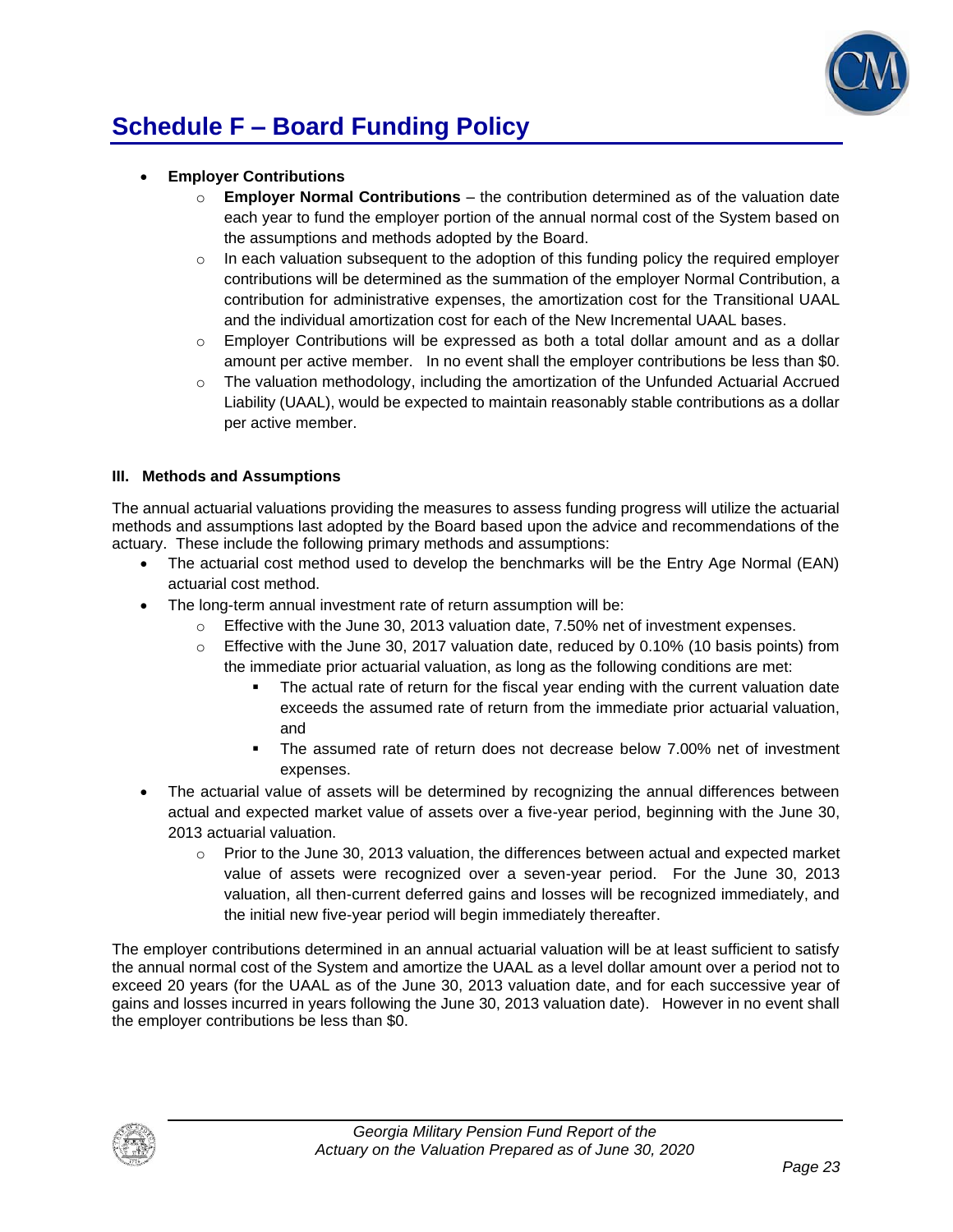# Schedule F – Board Funding Policy

- **Employer Contributions**
  - **Employer Normal Contributions** – the contribution determined as of the valuation date each year to fund the employer portion of the annual normal cost of the System based on the assumptions and methods adopted by the Board.
  - In each valuation subsequent to the adoption of this funding policy the required employer contributions will be determined as the summation of the employer Normal Contribution, a contribution for administrative expenses, the amortization cost for the Transitional UAAL and the individual amortization cost for each of the New Incremental UAAL bases.
  - Employer Contributions will be expressed as both a total dollar amount and as a dollar amount per active member. In no event shall the employer contributions be less than $0.
  - The valuation methodology, including the amortization of the Unfunded Actuarial Accrued Liability (UAAL), would be expected to maintain reasonably stable contributions as a dollar per active member.

### III. Methods and Assumptions

The annual actuarial valuations providing the measures to assess funding progress will utilize the actuarial methods and assumptions last adopted by the Board based upon the advice and recommendations of the actuary. These include the following primary methods and assumptions:

- The actuarial cost method used to develop the benchmarks will be the Entry Age Normal (EAN) actuarial cost method.
- The long-term annual investment rate of return assumption will be:
  - Effective with the June 30, 2013 valuation date, 7.50% net of investment expenses.
  - Effective with the June 30, 2017 valuation date, reduced by 0.10% (10 basis points) from the immediate prior actuarial valuation, as long as the following conditions are met:
    - The actual rate of return for the fiscal year ending with the current valuation date exceeds the assumed rate of return from the immediate prior actuarial valuation, and
    - The assumed rate of return does not decrease below 7.00% net of investment expenses.
- The actuarial value of assets will be determined by recognizing the annual differences between actual and expected market value of assets over a five-year period, beginning with the June 30, 2013 actuarial valuation.
  - Prior to the June 30, 2013 valuation, the differences between actual and expected market value of assets were recognized over a seven-year period. For the June 30, 2013 valuation, all then-current deferred gains and losses will be recognized immediately, and the initial new five-year period will begin immediately thereafter.

The employer contributions determined in an annual actuarial valuation will be at least sufficient to satisfy the annual normal cost of the System and amortize the UAAL as a level dollar amount over a period not to exceed 20 years (for the UAAL as of the June 30, 2013 valuation date, and for each successive year of gains and losses incurred in years following the June 30, 2013 valuation date). However in no event shall the employer contributions be less than $0.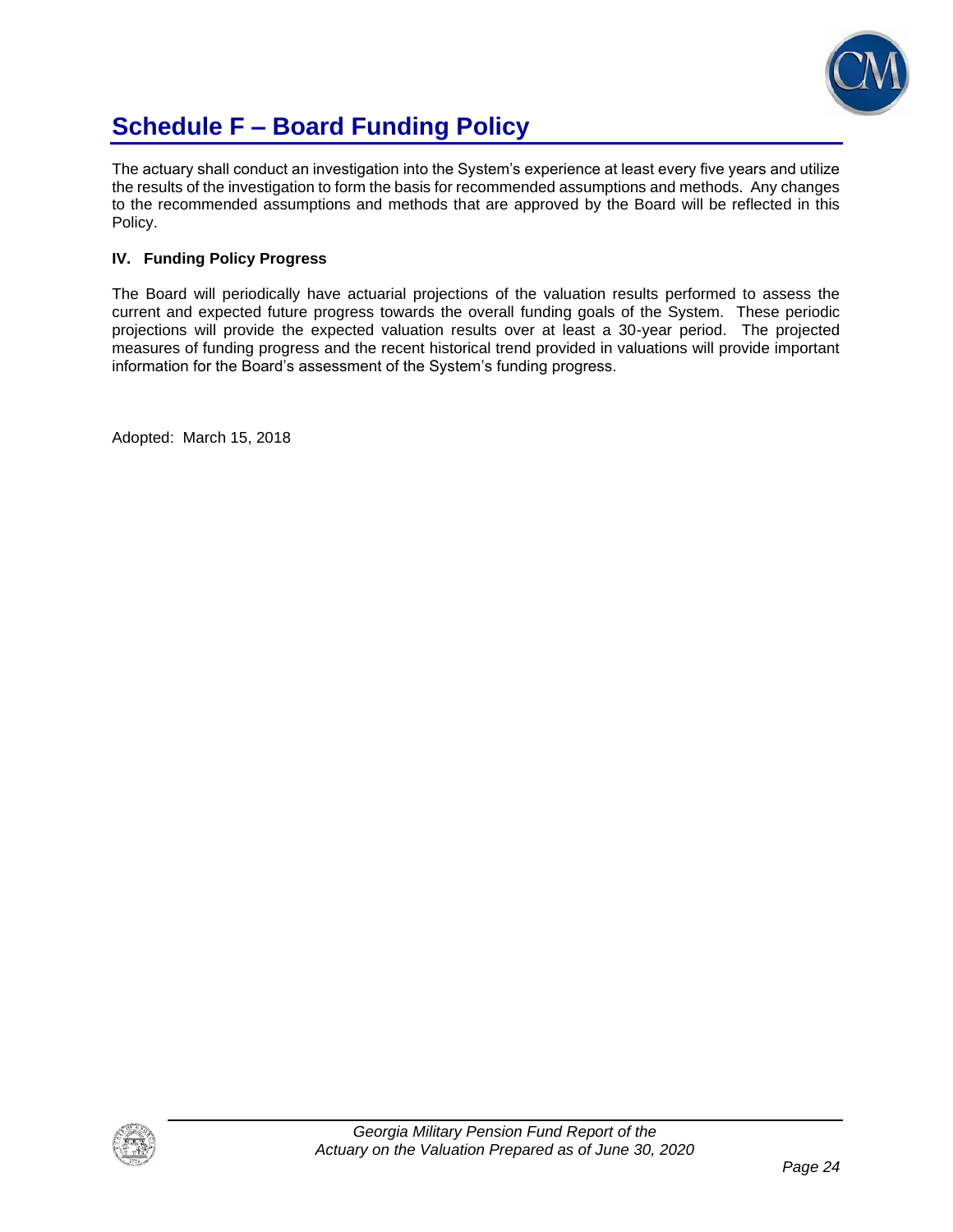# Schedule F – Board Funding Policy

The actuary shall conduct an investigation into the System's experience at least every five years and utilize the results of the investigation to form the basis for recommended assumptions and methods. Any changes to the recommended assumptions and methods that are approved by the Board will be reflected in this Policy.

**IV. Funding Policy Progress**

The Board will periodically have actuarial projections of the valuation results performed to assess the current and expected future progress towards the overall funding goals of the System. These periodic projections will provide the expected valuation results over at least a 30-year period. The projected measures of funding progress and the recent historical trend provided in valuations will provide important information for the Board's assessment of the System's funding progress.

Adopted: March 15, 2018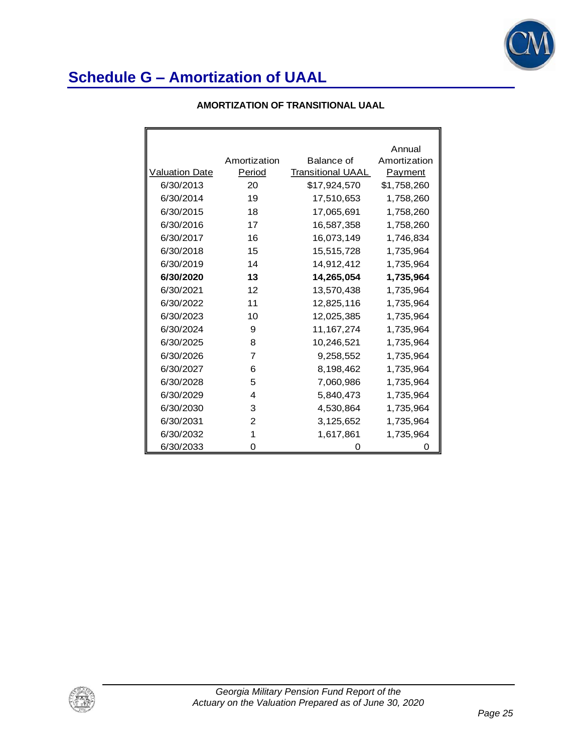# Schedule G – Amortization of UAAL

**AMORTIZATION OF TRANSITIONAL UAAL**

| Valuation Date | Amortization Period | Balance of Transitional UAAL | Annual Amortization Payment |
|---|---|---|---|
| 6/30/2013 | 20 | $17,924,570 | $1,758,260 |
| 6/30/2014 | 19 | 17,510,653 | 1,758,260 |
| 6/30/2015 | 18 | 17,065,691 | 1,758,260 |
| 6/30/2016 | 17 | 16,587,358 | 1,758,260 |
| 6/30/2017 | 16 | 16,073,149 | 1,746,834 |
| 6/30/2018 | 15 | 15,515,728 | 1,735,964 |
| 6/30/2019 | 14 | 14,912,412 | 1,735,964 |
| **6/30/2020** | **13** | **14,265,054** | **1,735,964** |
| 6/30/2021 | 12 | 13,570,438 | 1,735,964 |
| 6/30/2022 | 11 | 12,825,116 | 1,735,964 |
| 6/30/2023 | 10 | 12,025,385 | 1,735,964 |
| 6/30/2024 | 9 | 11,167,274 | 1,735,964 |
| 6/30/2025 | 8 | 10,246,521 | 1,735,964 |
| 6/30/2026 | 7 | 9,258,552 | 1,735,964 |
| 6/30/2027 | 6 | 8,198,462 | 1,735,964 |
| 6/30/2028 | 5 | 7,060,986 | 1,735,964 |
| 6/30/2029 | 4 | 5,840,473 | 1,735,964 |
| 6/30/2030 | 3 | 4,530,864 | 1,735,964 |
| 6/30/2031 | 2 | 3,125,652 | 1,735,964 |
| 6/30/2032 | 1 | 1,617,861 | 1,735,964 |
| 6/30/2033 | 0 | 0 | 0 |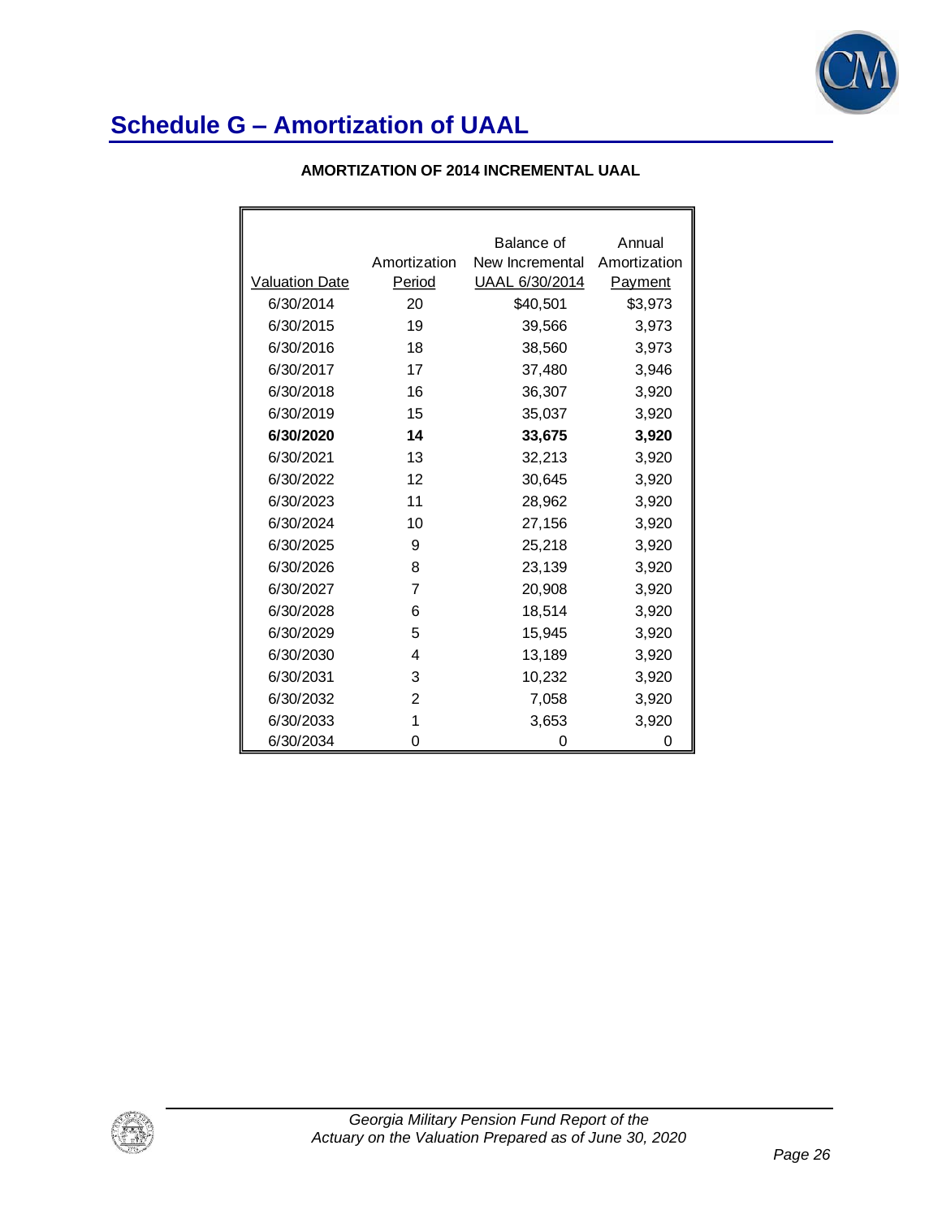# Schedule G – Amortization of UAAL

**AMORTIZATION OF 2014 INCREMENTAL UAAL**

| Valuation Date | Amortization Period | Balance of New Incremental UAAL 6/30/2014 | Annual Amortization Payment |
|---|---|---|---|
| 6/30/2014 | 20 | $40,501 | $3,973 |
| 6/30/2015 | 19 | 39,566 | 3,973 |
| 6/30/2016 | 18 | 38,560 | 3,973 |
| 6/30/2017 | 17 | 37,480 | 3,946 |
| 6/30/2018 | 16 | 36,307 | 3,920 |
| 6/30/2019 | 15 | 35,037 | 3,920 |
| **6/30/2020** | **14** | **33,675** | **3,920** |
| 6/30/2021 | 13 | 32,213 | 3,920 |
| 6/30/2022 | 12 | 30,645 | 3,920 |
| 6/30/2023 | 11 | 28,962 | 3,920 |
| 6/30/2024 | 10 | 27,156 | 3,920 |
| 6/30/2025 | 9 | 25,218 | 3,920 |
| 6/30/2026 | 8 | 23,139 | 3,920 |
| 6/30/2027 | 7 | 20,908 | 3,920 |
| 6/30/2028 | 6 | 18,514 | 3,920 |
| 6/30/2029 | 5 | 15,945 | 3,920 |
| 6/30/2030 | 4 | 13,189 | 3,920 |
| 6/30/2031 | 3 | 10,232 | 3,920 |
| 6/30/2032 | 2 | 7,058 | 3,920 |
| 6/30/2033 | 1 | 3,653 | 3,920 |
| 6/30/2034 | 0 | 0 | 0 |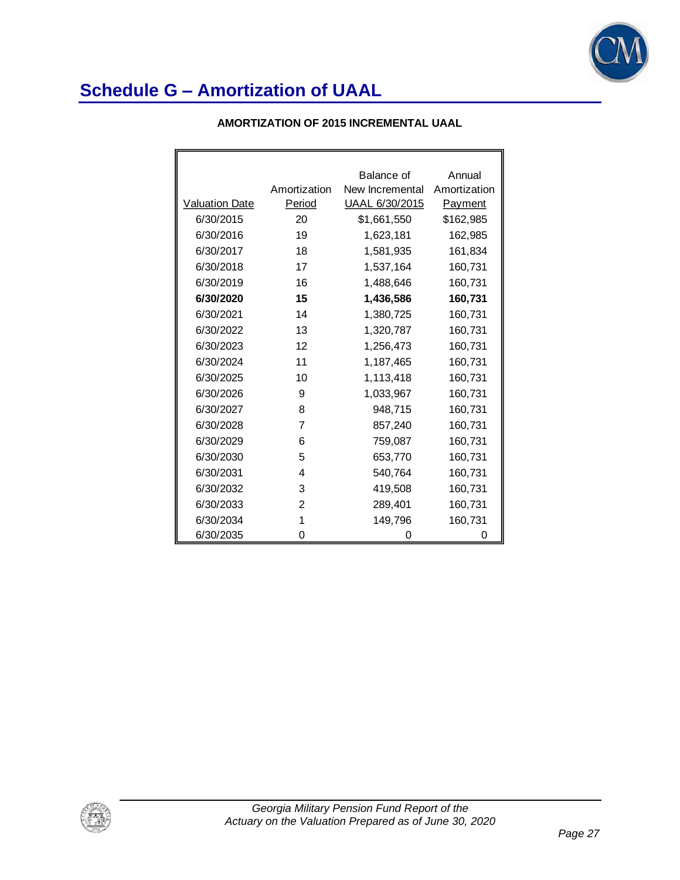# Schedule G – Amortization of UAAL

**AMORTIZATION OF 2015 INCREMENTAL UAAL**

| Valuation Date | Amortization Period | Balance of New Incremental UAAL 6/30/2015 | Annual Amortization Payment |
|---|---|---|---|
| 6/30/2015 | 20 | $1,661,550 | $162,985 |
| 6/30/2016 | 19 | 1,623,181 | 162,985 |
| 6/30/2017 | 18 | 1,581,935 | 161,834 |
| 6/30/2018 | 17 | 1,537,164 | 160,731 |
| 6/30/2019 | 16 | 1,488,646 | 160,731 |
| **6/30/2020** | **15** | **1,436,586** | **160,731** |
| 6/30/2021 | 14 | 1,380,725 | 160,731 |
| 6/30/2022 | 13 | 1,320,787 | 160,731 |
| 6/30/2023 | 12 | 1,256,473 | 160,731 |
| 6/30/2024 | 11 | 1,187,465 | 160,731 |
| 6/30/2025 | 10 | 1,113,418 | 160,731 |
| 6/30/2026 | 9 | 1,033,967 | 160,731 |
| 6/30/2027 | 8 | 948,715 | 160,731 |
| 6/30/2028 | 7 | 857,240 | 160,731 |
| 6/30/2029 | 6 | 759,087 | 160,731 |
| 6/30/2030 | 5 | 653,770 | 160,731 |
| 6/30/2031 | 4 | 540,764 | 160,731 |
| 6/30/2032 | 3 | 419,508 | 160,731 |
| 6/30/2033 | 2 | 289,401 | 160,731 |
| 6/30/2034 | 1 | 149,796 | 160,731 |
| 6/30/2035 | 0 | 0 | 0 |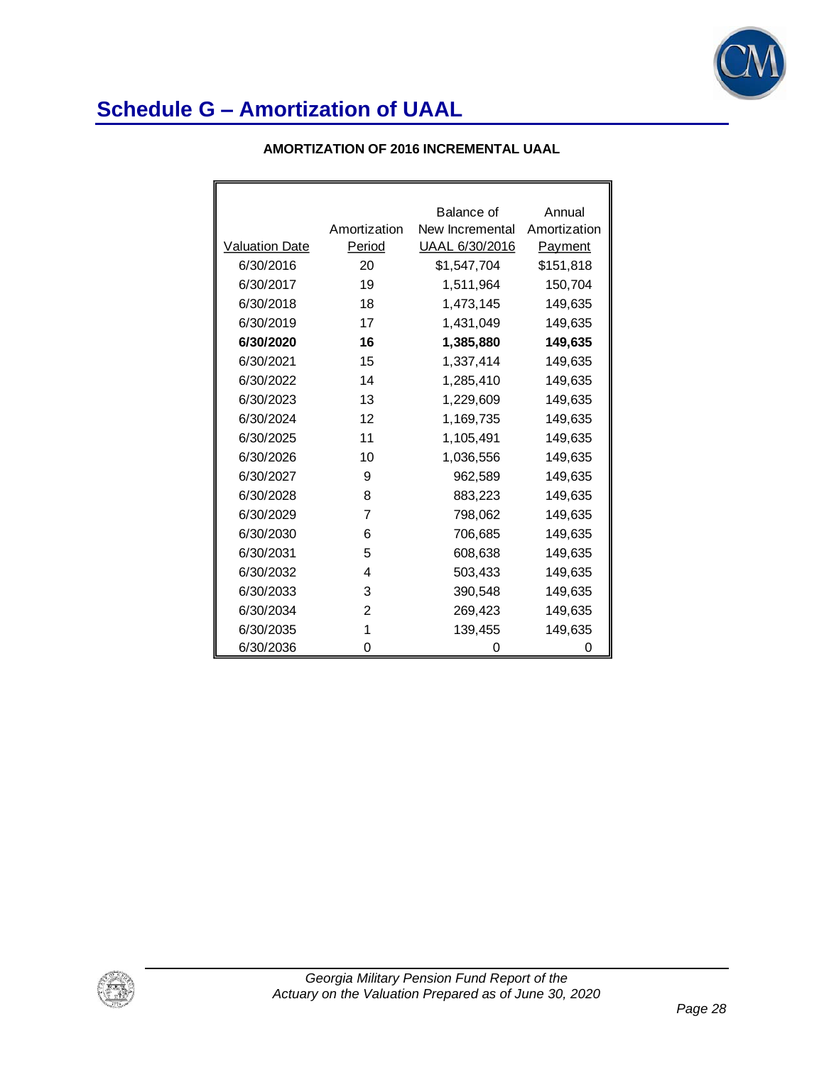# Schedule G – Amortization of UAAL

## AMORTIZATION OF 2016 INCREMENTAL UAAL

| Valuation Date | Amortization Period | Balance of New Incremental UAAL 6/30/2016 | Annual Amortization Payment |
|---|---|---|---|
| 6/30/2016 | 20 | $1,547,704 | $151,818 |
| 6/30/2017 | 19 | 1,511,964 | 150,704 |
| 6/30/2018 | 18 | 1,473,145 | 149,635 |
| 6/30/2019 | 17 | 1,431,049 | 149,635 |
| **6/30/2020** | **16** | **1,385,880** | **149,635** |
| 6/30/2021 | 15 | 1,337,414 | 149,635 |
| 6/30/2022 | 14 | 1,285,410 | 149,635 |
| 6/30/2023 | 13 | 1,229,609 | 149,635 |
| 6/30/2024 | 12 | 1,169,735 | 149,635 |
| 6/30/2025 | 11 | 1,105,491 | 149,635 |
| 6/30/2026 | 10 | 1,036,556 | 149,635 |
| 6/30/2027 | 9 | 962,589 | 149,635 |
| 6/30/2028 | 8 | 883,223 | 149,635 |
| 6/30/2029 | 7 | 798,062 | 149,635 |
| 6/30/2030 | 6 | 706,685 | 149,635 |
| 6/30/2031 | 5 | 608,638 | 149,635 |
| 6/30/2032 | 4 | 503,433 | 149,635 |
| 6/30/2033 | 3 | 390,548 | 149,635 |
| 6/30/2034 | 2 | 269,423 | 149,635 |
| 6/30/2035 | 1 | 139,455 | 149,635 |
| 6/30/2036 | 0 | 0 | 0 |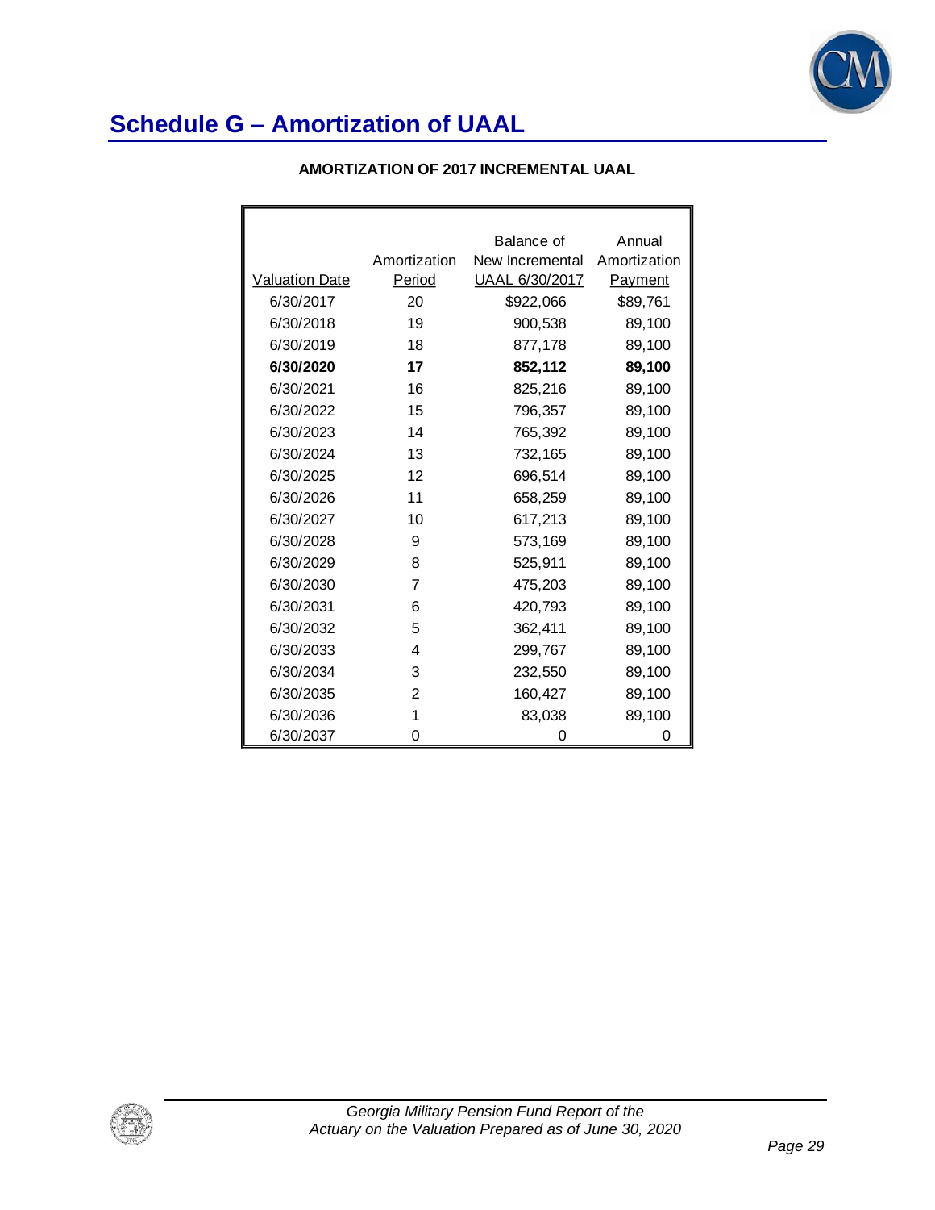# Schedule G – Amortization of UAAL

**AMORTIZATION OF 2017 INCREMENTAL UAAL**

| Valuation Date | Amortization Period | Balance of New Incremental UAAL 6/30/2017 | Annual Amortization Payment |
|---|---|---|---|
| 6/30/2017 | 20 | $922,066 | $89,761 |
| 6/30/2018 | 19 | 900,538 | 89,100 |
| 6/30/2019 | 18 | 877,178 | 89,100 |
| **6/30/2020** | **17** | **852,112** | **89,100** |
| 6/30/2021 | 16 | 825,216 | 89,100 |
| 6/30/2022 | 15 | 796,357 | 89,100 |
| 6/30/2023 | 14 | 765,392 | 89,100 |
| 6/30/2024 | 13 | 732,165 | 89,100 |
| 6/30/2025 | 12 | 696,514 | 89,100 |
| 6/30/2026 | 11 | 658,259 | 89,100 |
| 6/30/2027 | 10 | 617,213 | 89,100 |
| 6/30/2028 | 9 | 573,169 | 89,100 |
| 6/30/2029 | 8 | 525,911 | 89,100 |
| 6/30/2030 | 7 | 475,203 | 89,100 |
| 6/30/2031 | 6 | 420,793 | 89,100 |
| 6/30/2032 | 5 | 362,411 | 89,100 |
| 6/30/2033 | 4 | 299,767 | 89,100 |
| 6/30/2034 | 3 | 232,550 | 89,100 |
| 6/30/2035 | 2 | 160,427 | 89,100 |
| 6/30/2036 | 1 | 83,038 | 89,100 |
| 6/30/2037 | 0 | 0 | 0 |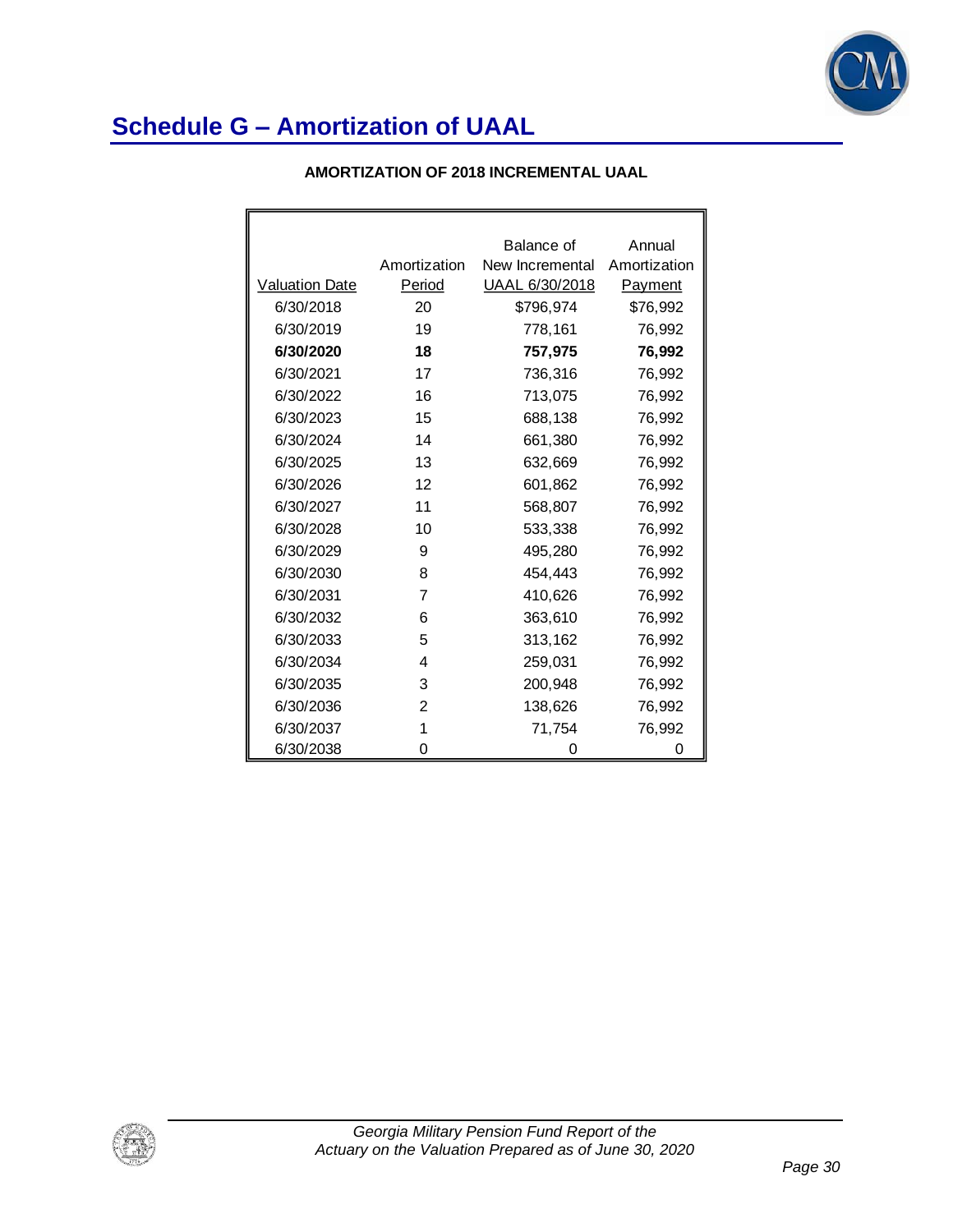# Schedule G – Amortization of UAAL

**AMORTIZATION OF 2018 INCREMENTAL UAAL**

| Valuation Date | Amortization Period | Balance of New Incremental UAAL 6/30/2018 | Annual Amortization Payment |
|---|---|---|---|
| 6/30/2018 | 20 | $796,974 | $76,992 |
| 6/30/2019 | 19 | 778,161 | 76,992 |
| **6/30/2020** | **18** | **757,975** | **76,992** |
| 6/30/2021 | 17 | 736,316 | 76,992 |
| 6/30/2022 | 16 | 713,075 | 76,992 |
| 6/30/2023 | 15 | 688,138 | 76,992 |
| 6/30/2024 | 14 | 661,380 | 76,992 |
| 6/30/2025 | 13 | 632,669 | 76,992 |
| 6/30/2026 | 12 | 601,862 | 76,992 |
| 6/30/2027 | 11 | 568,807 | 76,992 |
| 6/30/2028 | 10 | 533,338 | 76,992 |
| 6/30/2029 | 9 | 495,280 | 76,992 |
| 6/30/2030 | 8 | 454,443 | 76,992 |
| 6/30/2031 | 7 | 410,626 | 76,992 |
| 6/30/2032 | 6 | 363,610 | 76,992 |
| 6/30/2033 | 5 | 313,162 | 76,992 |
| 6/30/2034 | 4 | 259,031 | 76,992 |
| 6/30/2035 | 3 | 200,948 | 76,992 |
| 6/30/2036 | 2 | 138,626 | 76,992 |
| 6/30/2037 | 1 | 71,754 | 76,992 |
| 6/30/2038 | 0 | 0 | 0 |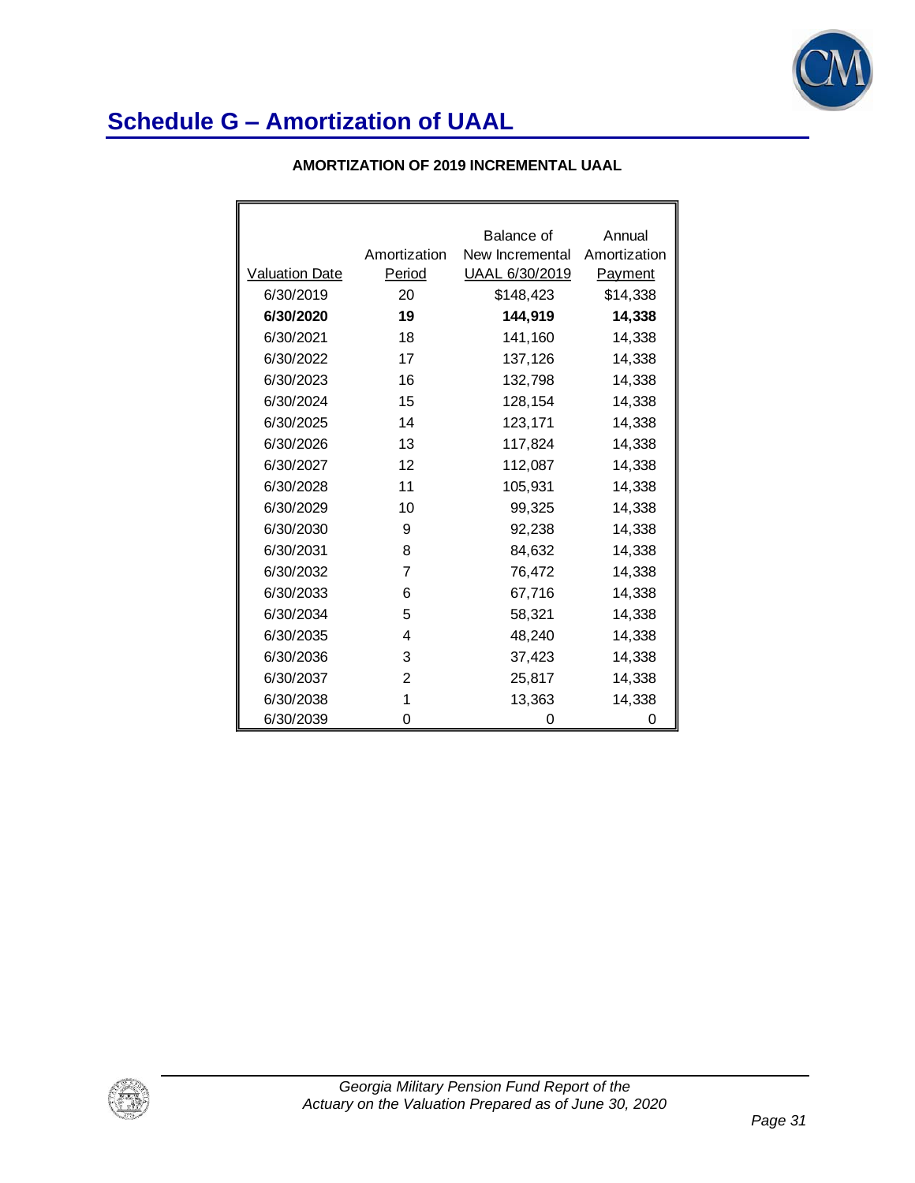# Schedule G – Amortization of UAAL

### AMORTIZATION OF 2019 INCREMENTAL UAAL

| Valuation Date | Amortization Period | Balance of New Incremental UAAL 6/30/2019 | Annual Amortization Payment |
|---|---|---|---|
| 6/30/2019 | 20 | $148,423 | $14,338 |
| **6/30/2020** | **19** | **144,919** | **14,338** |
| 6/30/2021 | 18 | 141,160 | 14,338 |
| 6/30/2022 | 17 | 137,126 | 14,338 |
| 6/30/2023 | 16 | 132,798 | 14,338 |
| 6/30/2024 | 15 | 128,154 | 14,338 |
| 6/30/2025 | 14 | 123,171 | 14,338 |
| 6/30/2026 | 13 | 117,824 | 14,338 |
| 6/30/2027 | 12 | 112,087 | 14,338 |
| 6/30/2028 | 11 | 105,931 | 14,338 |
| 6/30/2029 | 10 | 99,325 | 14,338 |
| 6/30/2030 | 9 | 92,238 | 14,338 |
| 6/30/2031 | 8 | 84,632 | 14,338 |
| 6/30/2032 | 7 | 76,472 | 14,338 |
| 6/30/2033 | 6 | 67,716 | 14,338 |
| 6/30/2034 | 5 | 58,321 | 14,338 |
| 6/30/2035 | 4 | 48,240 | 14,338 |
| 6/30/2036 | 3 | 37,423 | 14,338 |
| 6/30/2037 | 2 | 25,817 | 14,338 |
| 6/30/2038 | 1 | 13,363 | 14,338 |
| 6/30/2039 | 0 | 0 | 0 |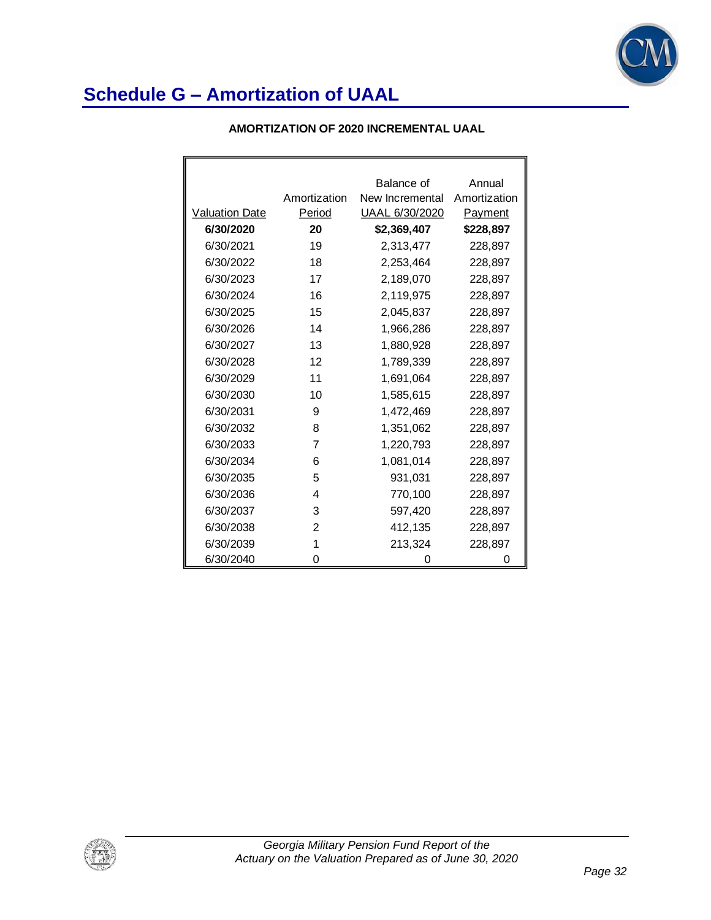# Schedule G – Amortization of UAAL

**AMORTIZATION OF 2020 INCREMENTAL UAAL**

| Valuation Date | Amortization Period | Balance of New Incremental UAAL 6/30/2020 | Annual Amortization Payment |
|---|---|---|---|
| **6/30/2020** | **20** | **$2,369,407** | **$228,897** |
| 6/30/2021 | 19 | 2,313,477 | 228,897 |
| 6/30/2022 | 18 | 2,253,464 | 228,897 |
| 6/30/2023 | 17 | 2,189,070 | 228,897 |
| 6/30/2024 | 16 | 2,119,975 | 228,897 |
| 6/30/2025 | 15 | 2,045,837 | 228,897 |
| 6/30/2026 | 14 | 1,966,286 | 228,897 |
| 6/30/2027 | 13 | 1,880,928 | 228,897 |
| 6/30/2028 | 12 | 1,789,339 | 228,897 |
| 6/30/2029 | 11 | 1,691,064 | 228,897 |
| 6/30/2030 | 10 | 1,585,615 | 228,897 |
| 6/30/2031 | 9 | 1,472,469 | 228,897 |
| 6/30/2032 | 8 | 1,351,062 | 228,897 |
| 6/30/2033 | 7 | 1,220,793 | 228,897 |
| 6/30/2034 | 6 | 1,081,014 | 228,897 |
| 6/30/2035 | 5 | 931,031 | 228,897 |
| 6/30/2036 | 4 | 770,100 | 228,897 |
| 6/30/2037 | 3 | 597,420 | 228,897 |
| 6/30/2038 | 2 | 412,135 | 228,897 |
| 6/30/2039 | 1 | 213,324 | 228,897 |
| 6/30/2040 | 0 | 0 | 0 |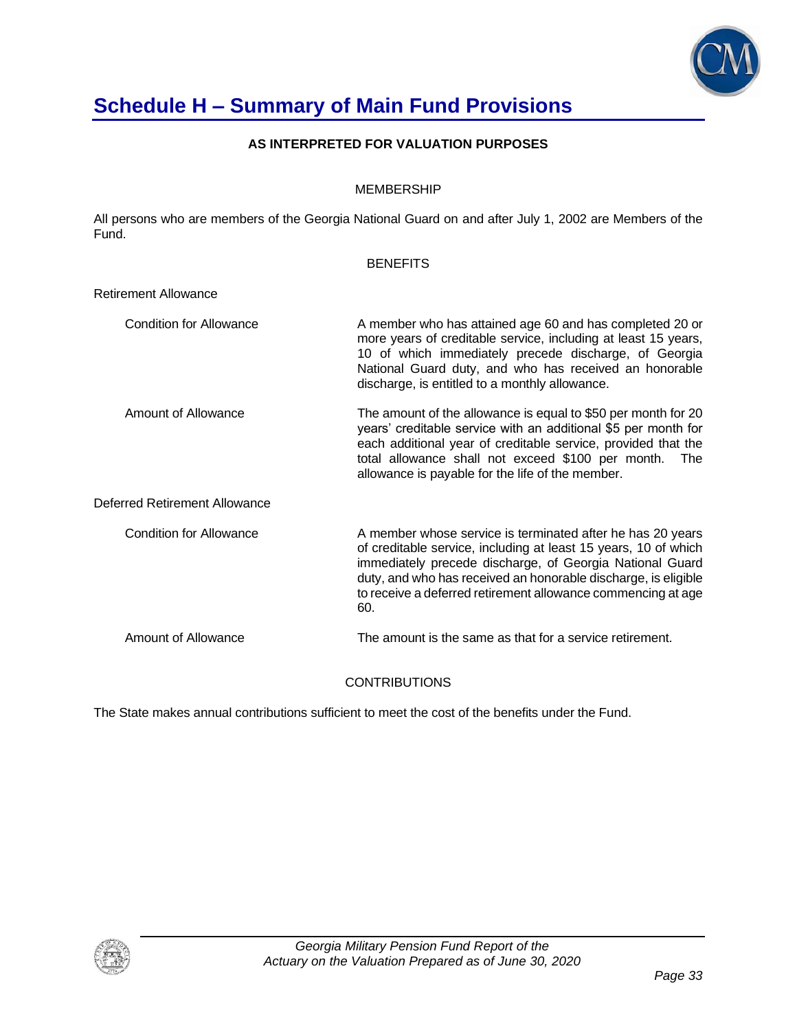# Schedule H – Summary of Main Fund Provisions

**AS INTERPRETED FOR VALUATION PURPOSES**

MEMBERSHIP

All persons who are members of the Georgia National Guard on and after July 1, 2002 are Members of the Fund.

BENEFITS

Retirement Allowance

| | |
|---|---|
| Condition for Allowance | A member who has attained age 60 and has completed 20 or more years of creditable service, including at least 15 years, 10 of which immediately precede discharge, of Georgia National Guard duty, and who has received an honorable discharge, is entitled to a monthly allowance. |
| Amount of Allowance | The amount of the allowance is equal to $50 per month for 20 years' creditable service with an additional $5 per month for each additional year of creditable service, provided that the total allowance shall not exceed $100 per month. The allowance is payable for the life of the member. |

Deferred Retirement Allowance

| | |
|---|---|
| Condition for Allowance | A member whose service is terminated after he has 20 years of creditable service, including at least 15 years, 10 of which immediately precede discharge, of Georgia National Guard duty, and who has received an honorable discharge, is eligible to receive a deferred retirement allowance commencing at age 60. |
| Amount of Allowance | The amount is the same as that for a service retirement. |

CONTRIBUTIONS

The State makes annual contributions sufficient to meet the cost of the benefits under the Fund.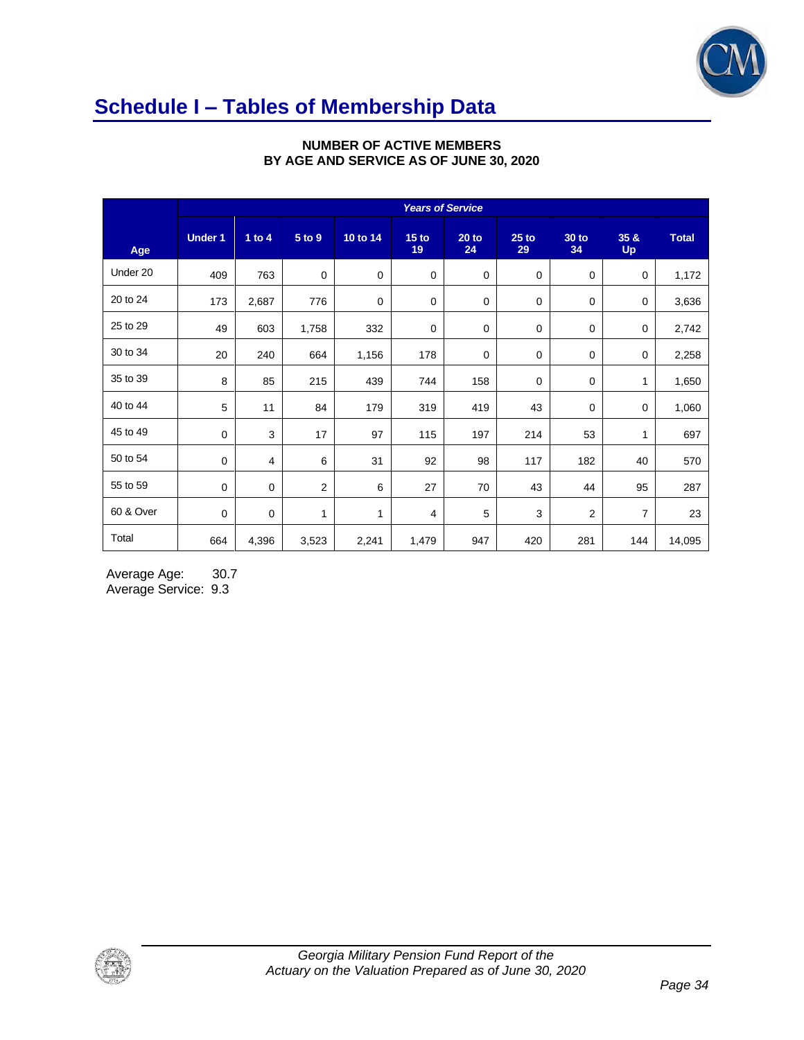# Schedule I – Tables of Membership Data

**NUMBER OF ACTIVE MEMBERS BY AGE AND SERVICE AS OF JUNE 30, 2020**

| | *Years of Service* | | | | | | | | | |
|---|---|---|---|---|---|---|---|---|---|---|
| **Age** | **Under 1** | **1 to 4** | **5 to 9** | **10 to 14** | **15 to 19** | **20 to 24** | **25 to 29** | **30 to 34** | **35 & Up** | **Total** |
| Under 20 | 409 | 763 | 0 | 0 | 0 | 0 | 0 | 0 | 0 | 1,172 |
| 20 to 24 | 173 | 2,687 | 776 | 0 | 0 | 0 | 0 | 0 | 0 | 3,636 |
| 25 to 29 | 49 | 603 | 1,758 | 332 | 0 | 0 | 0 | 0 | 0 | 2,742 |
| 30 to 34 | 20 | 240 | 664 | 1,156 | 178 | 0 | 0 | 0 | 0 | 2,258 |
| 35 to 39 | 8 | 85 | 215 | 439 | 744 | 158 | 0 | 0 | 1 | 1,650 |
| 40 to 44 | 5 | 11 | 84 | 179 | 319 | 419 | 43 | 0 | 0 | 1,060 |
| 45 to 49 | 0 | 3 | 17 | 97 | 115 | 197 | 214 | 53 | 1 | 697 |
| 50 to 54 | 0 | 4 | 6 | 31 | 92 | 98 | 117 | 182 | 40 | 570 |
| 55 to 59 | 0 | 0 | 2 | 6 | 27 | 70 | 43 | 44 | 95 | 287 |
| 60 & Over | 0 | 0 | 1 | 1 | 4 | 5 | 3 | 2 | 7 | 23 |
| Total | 664 | 4,396 | 3,523 | 2,241 | 1,479 | 947 | 420 | 281 | 144 | 14,095 |

Average Age: 30.7
Average Service: 9.3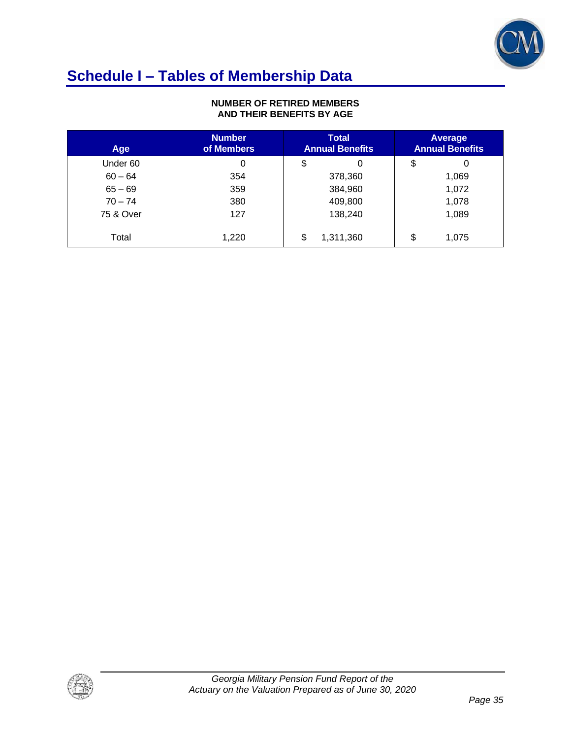# Schedule I – Tables of Membership Data

**NUMBER OF RETIRED MEMBERS AND THEIR BENEFITS BY AGE**

| Age | Number of Members | Total Annual Benefits | Average Annual Benefits |
|---|---|---|---|
| Under 60 | 0 | $ 0 | $ 0 |
| 60 – 64 | 354 | 378,360 | 1,069 |
| 65 – 69 | 359 | 384,960 | 1,072 |
| 70 – 74 | 380 | 409,800 | 1,078 |
| 75 & Over | 127 | 138,240 | 1,089 |
| Total | 1,220 | $ 1,311,360 | $ 1,075 |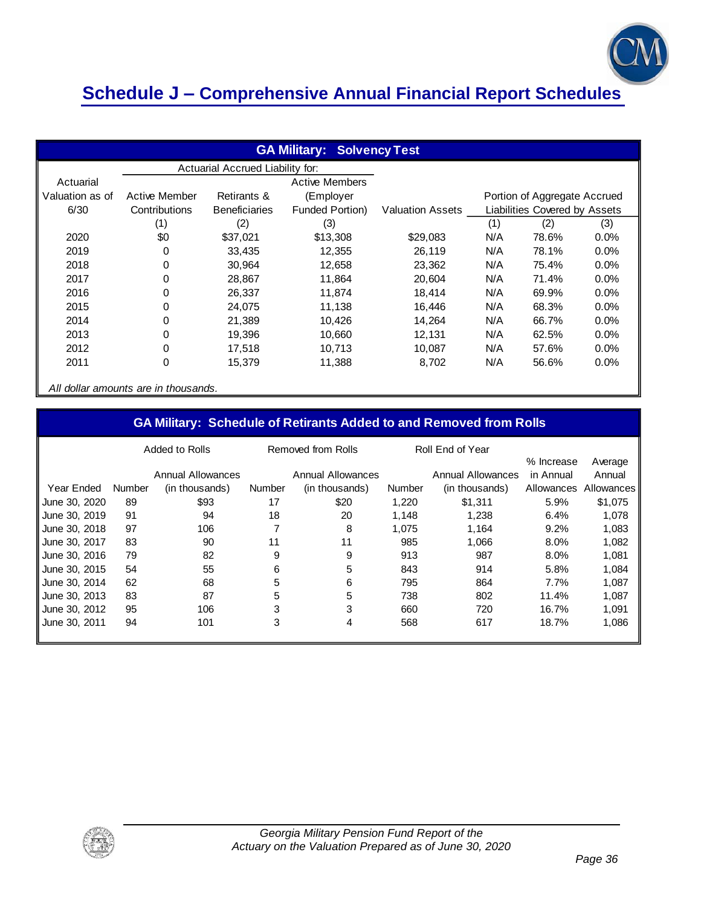# Schedule J – Comprehensive Annual Financial Report Schedules

## GA Military: Solvency Test

| Actuarial Valuation as of 6/30 | Actuarial Accrued Liability for: Active Member Contributions (1) | Retirants & Beneficiaries (2) | Active Members (Employer Funded Portion) (3) | Valuation Assets | Portion of Aggregate Accrued Liabilities Covered by Assets (1) | (2) | (3) |
|---|---|---|---|---|---|---|---|
| 2020 | $0 | $37,021 | $13,308 | $29,083 | N/A | 78.6% | 0.0% |
| 2019 | 0 | 33,435 | 12,355 | 26,119 | N/A | 78.1% | 0.0% |
| 2018 | 0 | 30,964 | 12,658 | 23,362 | N/A | 75.4% | 0.0% |
| 2017 | 0 | 28,867 | 11,864 | 20,604 | N/A | 71.4% | 0.0% |
| 2016 | 0 | 26,337 | 11,874 | 18,414 | N/A | 69.9% | 0.0% |
| 2015 | 0 | 24,075 | 11,138 | 16,446 | N/A | 68.3% | 0.0% |
| 2014 | 0 | 21,389 | 10,426 | 14,264 | N/A | 66.7% | 0.0% |
| 2013 | 0 | 19,396 | 10,660 | 12,131 | N/A | 62.5% | 0.0% |
| 2012 | 0 | 17,518 | 10,713 | 10,087 | N/A | 57.6% | 0.0% |
| 2011 | 0 | 15,379 | 11,388 | 8,702 | N/A | 56.6% | 0.0% |

*All dollar amounts are in thousands.*

## GA Military: Schedule of Retirants Added to and Removed from Rolls

| | Added to Rolls | | Removed from Rolls | | Roll End of Year | | | |
|---|---|---|---|---|---|---|---|---|
| Year Ended | Number | Annual Allowances (in thousands) | Number | Annual Allowances (in thousands) | Number | Annual Allowances (in thousands) | % Increase in Annual Allowances | Average Annual Allowances |
| June 30, 2020 | 89 | $93 | 17 | $20 | 1,220 | $1,311 | 5.9% | $1,075 |
| June 30, 2019 | 91 | 94 | 18 | 20 | 1,148 | 1,238 | 6.4% | 1,078 |
| June 30, 2018 | 97 | 106 | 7 | 8 | 1,075 | 1,164 | 9.2% | 1,083 |
| June 30, 2017 | 83 | 90 | 11 | 11 | 985 | 1,066 | 8.0% | 1,082 |
| June 30, 2016 | 79 | 82 | 9 | 9 | 913 | 987 | 8.0% | 1,081 |
| June 30, 2015 | 54 | 55 | 6 | 5 | 843 | 914 | 5.8% | 1,084 |
| June 30, 2014 | 62 | 68 | 5 | 6 | 795 | 864 | 7.7% | 1,087 |
| June 30, 2013 | 83 | 87 | 5 | 5 | 738 | 802 | 11.4% | 1,087 |
| June 30, 2012 | 95 | 106 | 3 | 3 | 660 | 720 | 16.7% | 1,091 |
| June 30, 2011 | 94 | 101 | 3 | 4 | 568 | 617 | 18.7% | 1,086 |